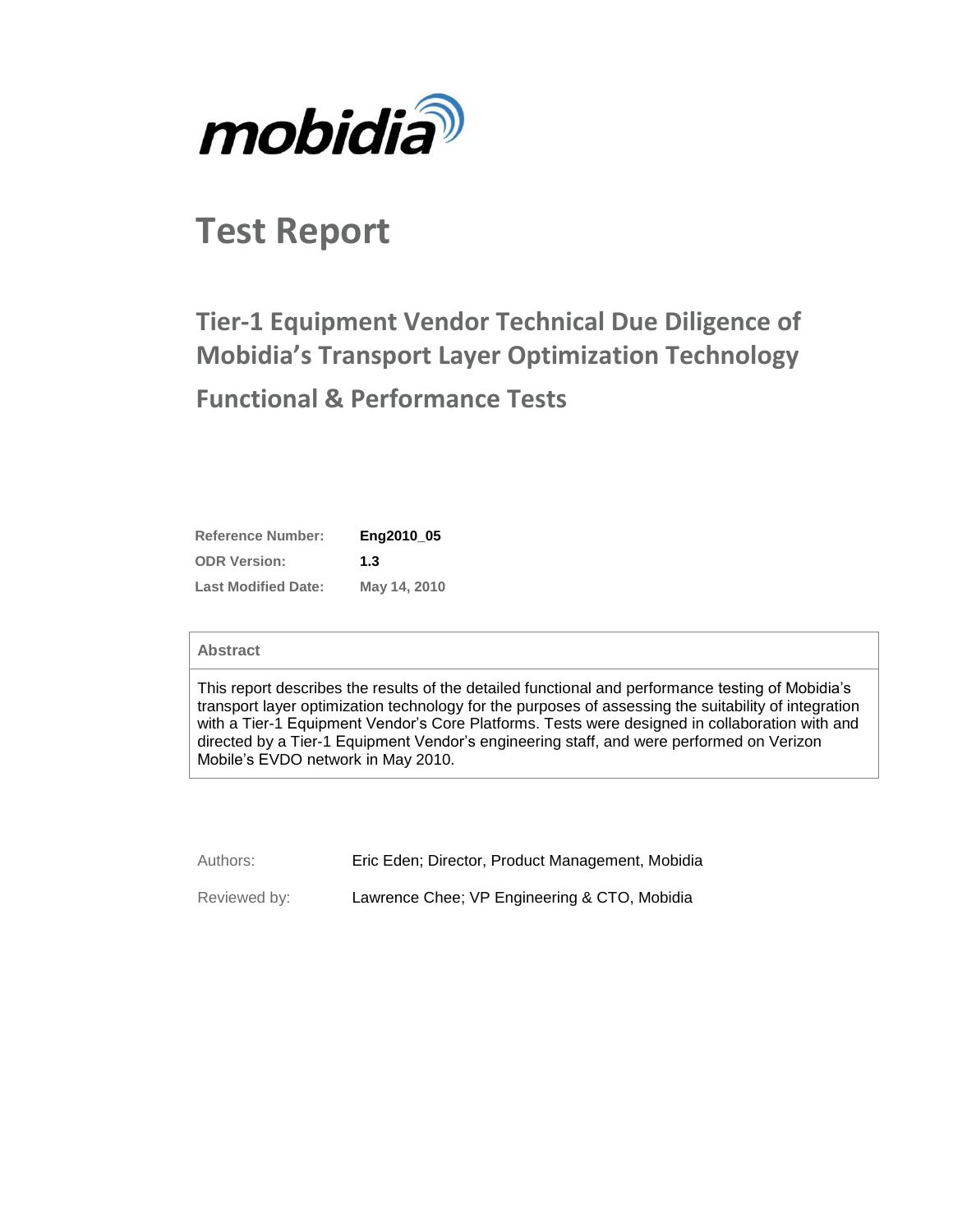mobidia

# Test Report

## Tier-1 Equipment Vendor Technical Due Diligence of Mobidia's Transport Layer Optimization Technology

## Functional & Performance Tests

| | |
|---|---|
| **Reference Number:** | **Eng2010_05** |
| **ODR Version:** | **1.3** |
| **Last Modified Date:** | **May 14, 2010** |

| **Abstract** |
|---|
| This report describes the results of the detailed functional and performance testing of Mobidia's transport layer optimization technology for the purposes of assessing the suitability of integration with a Tier-1 Equipment Vendor's Core Platforms. Tests were designed in collaboration with and directed by a Tier-1 Equipment Vendor's engineering staff, and were performed on Verizon Mobile's EVDO network in May 2010. |

| | |
|---|---|
| Authors: | Eric Eden; Director, Product Management, Mobidia |
| Reviewed by: | Lawrence Chee; VP Engineering & CTO, Mobidia |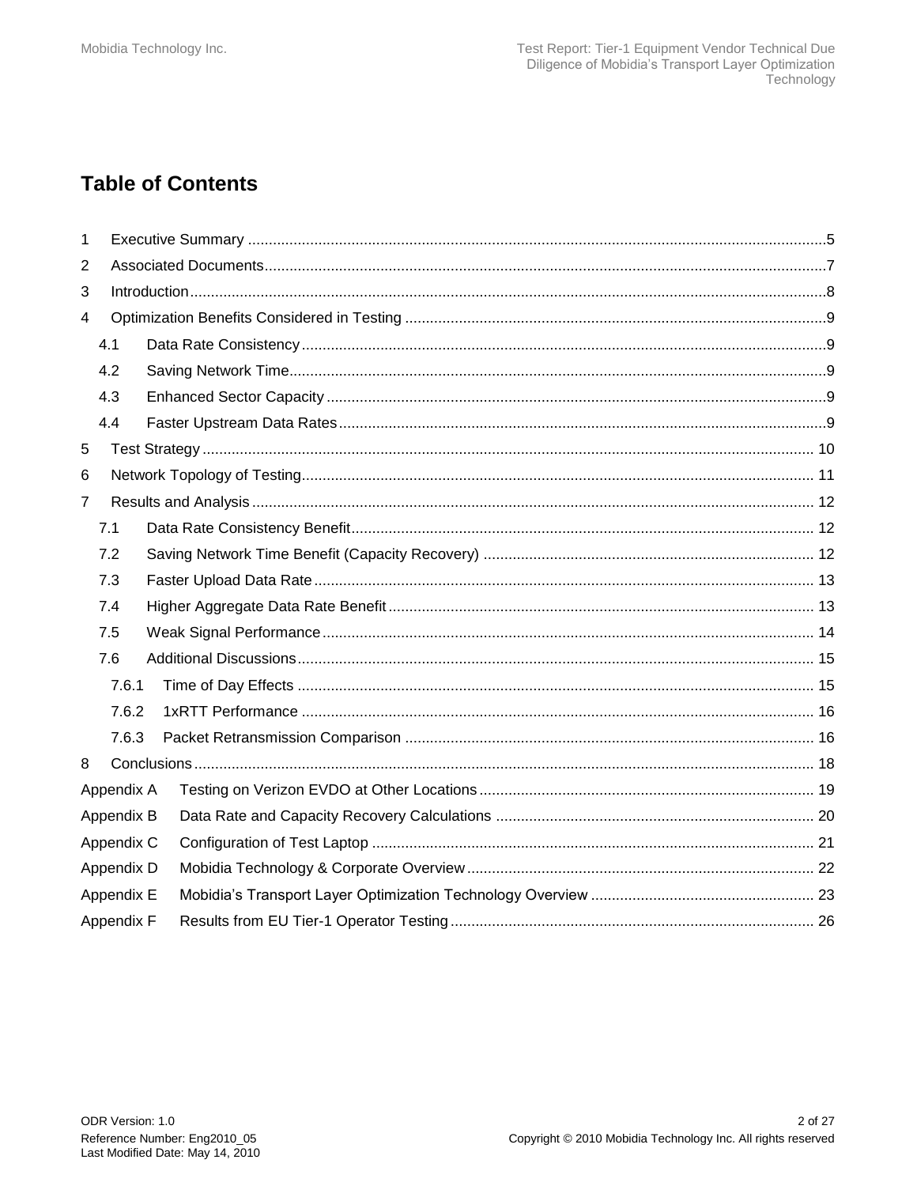# Table of Contents

1 Executive Summary .......... 5
2 Associated Documents .......... 7
3 Introduction .......... 8
4 Optimization Benefits Considered in Testing .......... 9
  4.1 Data Rate Consistency .......... 9
  4.2 Saving Network Time .......... 9
  4.3 Enhanced Sector Capacity .......... 9
  4.4 Faster Upstream Data Rates .......... 9
5 Test Strategy .......... 10
6 Network Topology of Testing .......... 11
7 Results and Analysis .......... 12
  7.1 Data Rate Consistency Benefit .......... 12
  7.2 Saving Network Time Benefit (Capacity Recovery) .......... 12
  7.3 Faster Upload Data Rate .......... 13
  7.4 Higher Aggregate Data Rate Benefit .......... 13
  7.5 Weak Signal Performance .......... 14
  7.6 Additional Discussions .......... 15
    7.6.1 Time of Day Effects .......... 15
    7.6.2 1xRTT Performance .......... 16
    7.6.3 Packet Retransmission Comparison .......... 16
8 Conclusions .......... 18
Appendix A Testing on Verizon EVDO at Other Locations .......... 19
Appendix B Data Rate and Capacity Recovery Calculations .......... 20
Appendix C Configuration of Test Laptop .......... 21
Appendix D Mobidia Technology & Corporate Overview .......... 22
Appendix E Mobidia's Transport Layer Optimization Technology Overview .......... 23
Appendix F Results from EU Tier-1 Operator Testing .......... 26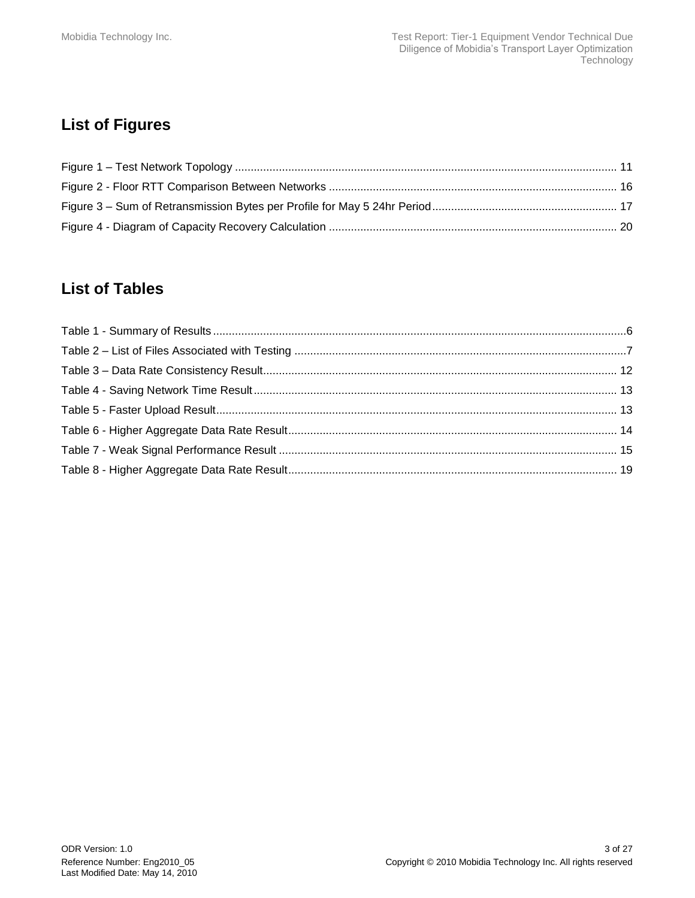## List of Figures

Figure 1 – Test Network Topology ........................................................................................................................ 11
Figure 2 - Floor RTT Comparison Between Networks ........................................................................................... 16
Figure 3 – Sum of Retransmission Bytes per Profile for May 5 24hr Period .......................................................... 17
Figure 4 - Diagram of Capacity Recovery Calculation ........................................................................................... 20

## List of Tables

Table 1 - Summary of Results ..................................................................................................................................6
Table 2 – List of Files Associated with Testing .........................................................................................................7
Table 3 – Data Rate Consistency Result................................................................................................................ 12
Table 4 - Saving Network Time Result................................................................................................................... 13
Table 5 - Faster Upload Result.............................................................................................................................. 13
Table 6 - Higher Aggregate Data Rate Result........................................................................................................ 14
Table 7 - Weak Signal Performance Result ........................................................................................................... 15
Table 8 - Higher Aggregate Data Rate Result........................................................................................................ 19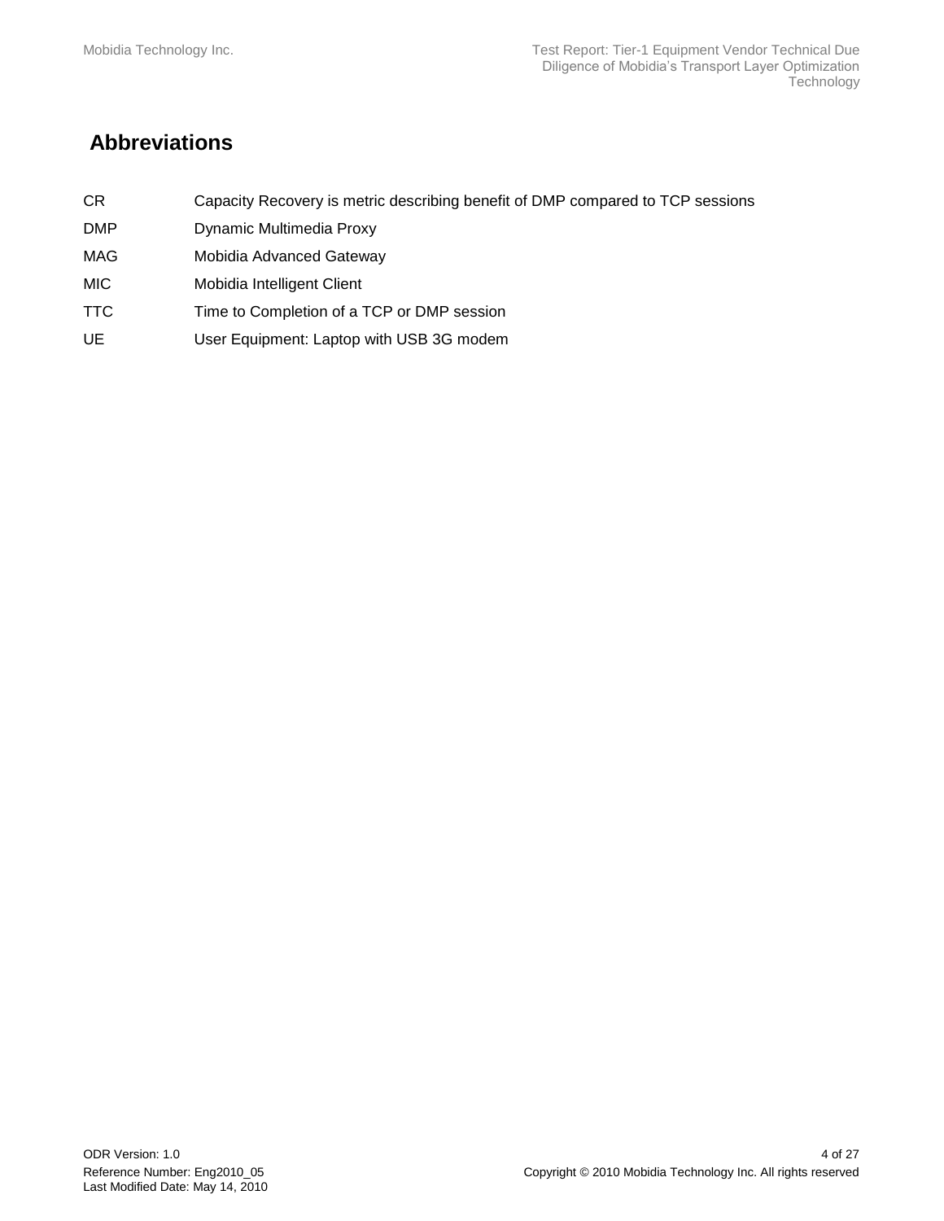# Abbreviations

| | |
|---|---|
| CR | Capacity Recovery is metric describing benefit of DMP compared to TCP sessions |
| DMP | Dynamic Multimedia Proxy |
| MAG | Mobidia Advanced Gateway |
| MIC | Mobidia Intelligent Client |
| TTC | Time to Completion of a TCP or DMP session |
| UE | User Equipment: Laptop with USB 3G modem |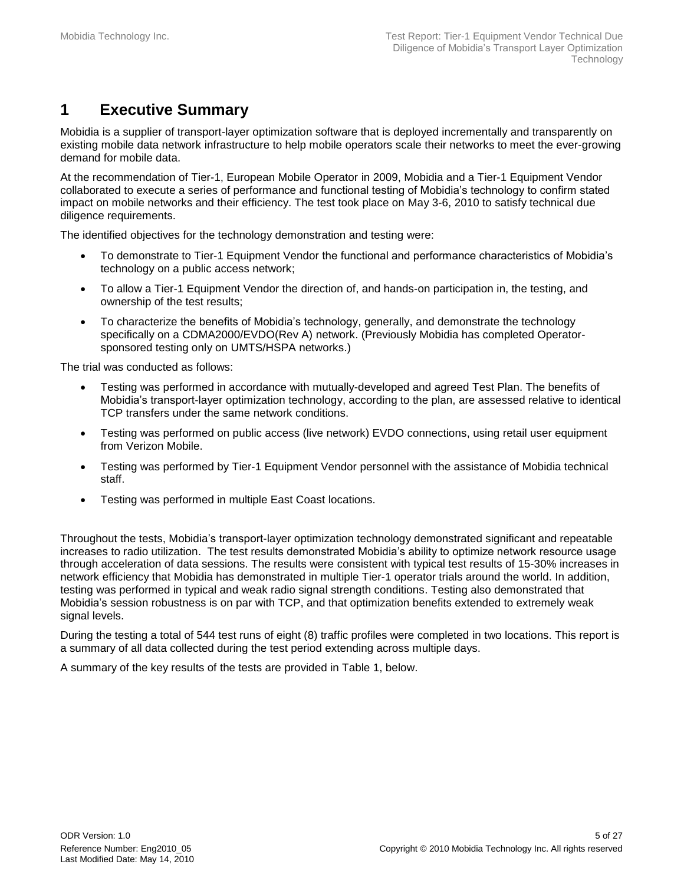# 1 Executive Summary

Mobidia is a supplier of transport-layer optimization software that is deployed incrementally and transparently on existing mobile data network infrastructure to help mobile operators scale their networks to meet the ever-growing demand for mobile data.

At the recommendation of Tier-1, European Mobile Operator in 2009, Mobidia and a Tier-1 Equipment Vendor collaborated to execute a series of performance and functional testing of Mobidia's technology to confirm stated impact on mobile networks and their efficiency. The test took place on May 3-6, 2010 to satisfy technical due diligence requirements.

The identified objectives for the technology demonstration and testing were:

- To demonstrate to Tier-1 Equipment Vendor the functional and performance characteristics of Mobidia's technology on a public access network;
- To allow a Tier-1 Equipment Vendor the direction of, and hands-on participation in, the testing, and ownership of the test results;
- To characterize the benefits of Mobidia's technology, generally, and demonstrate the technology specifically on a CDMA2000/EVDO(Rev A) network. (Previously Mobidia has completed Operator-sponsored testing only on UMTS/HSPA networks.)

The trial was conducted as follows:

- Testing was performed in accordance with mutually-developed and agreed Test Plan. The benefits of Mobidia's transport-layer optimization technology, according to the plan, are assessed relative to identical TCP transfers under the same network conditions.
- Testing was performed on public access (live network) EVDO connections, using retail user equipment from Verizon Mobile.
- Testing was performed by Tier-1 Equipment Vendor personnel with the assistance of Mobidia technical staff.
- Testing was performed in multiple East Coast locations.

Throughout the tests, Mobidia's transport-layer optimization technology demonstrated significant and repeatable increases to radio utilization. The test results demonstrated Mobidia's ability to optimize network resource usage through acceleration of data sessions. The results were consistent with typical test results of 15-30% increases in network efficiency that Mobidia has demonstrated in multiple Tier-1 operator trials around the world. In addition, testing was performed in typical and weak radio signal strength conditions. Testing also demonstrated that Mobidia's session robustness is on par with TCP, and that optimization benefits extended to extremely weak signal levels.

During the testing a total of 544 test runs of eight (8) traffic profiles were completed in two locations. This report is a summary of all data collected during the test period extending across multiple days.

A summary of the key results of the tests are provided in Table 1, below.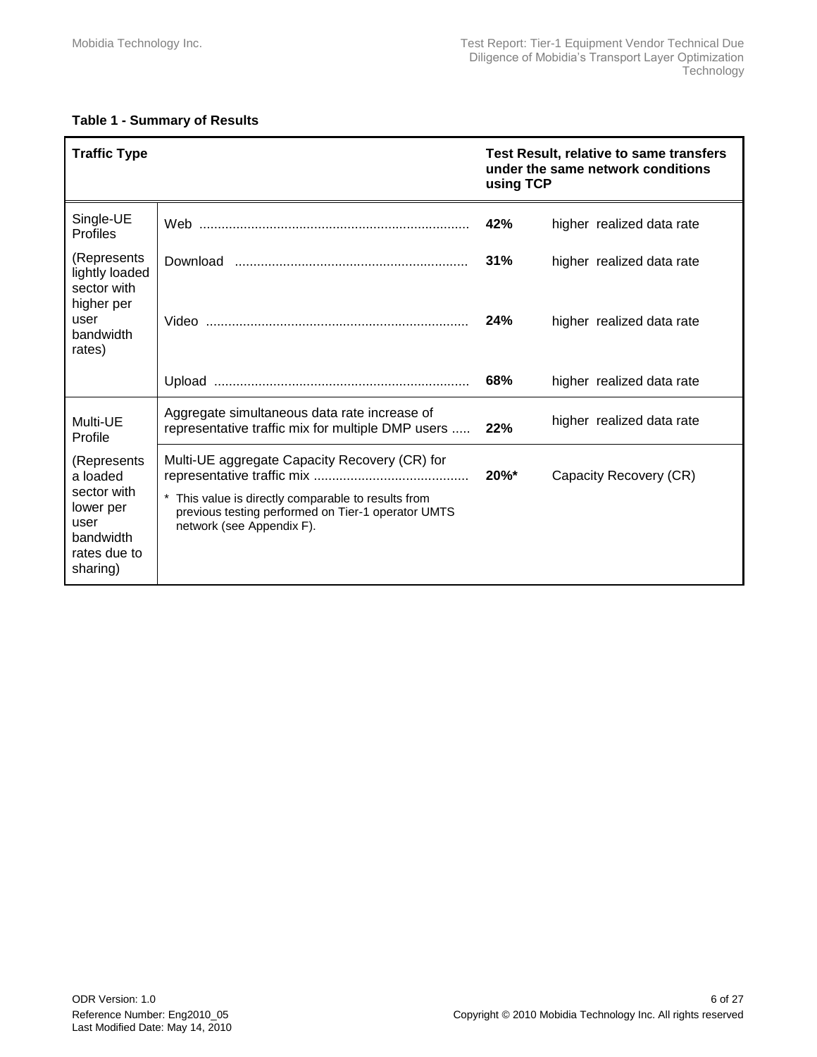**Table 1 - Summary of Results**

| Traffic Type | | Test Result, relative to same transfers under the same network conditions using TCP | |
|---|---|---|---|
| Single-UE Profiles (Represents lightly loaded sector with higher per user bandwidth rates) | Web | **42%** | higher realized data rate |
| | Download | **31%** | higher realized data rate |
| | Video | **24%** | higher realized data rate |
| | Upload | **68%** | higher realized data rate |
| Multi-UE Profile (Represents a loaded sector with lower per user bandwidth rates due to sharing) | Aggregate simultaneous data rate increase of representative traffic mix for multiple DMP users | **22%** | higher realized data rate |
| | Multi-UE aggregate Capacity Recovery (CR) for representative traffic mix<br>* This value is directly comparable to results from previous testing performed on Tier-1 operator UMTS network (see Appendix F). | **20%*** | Capacity Recovery (CR) |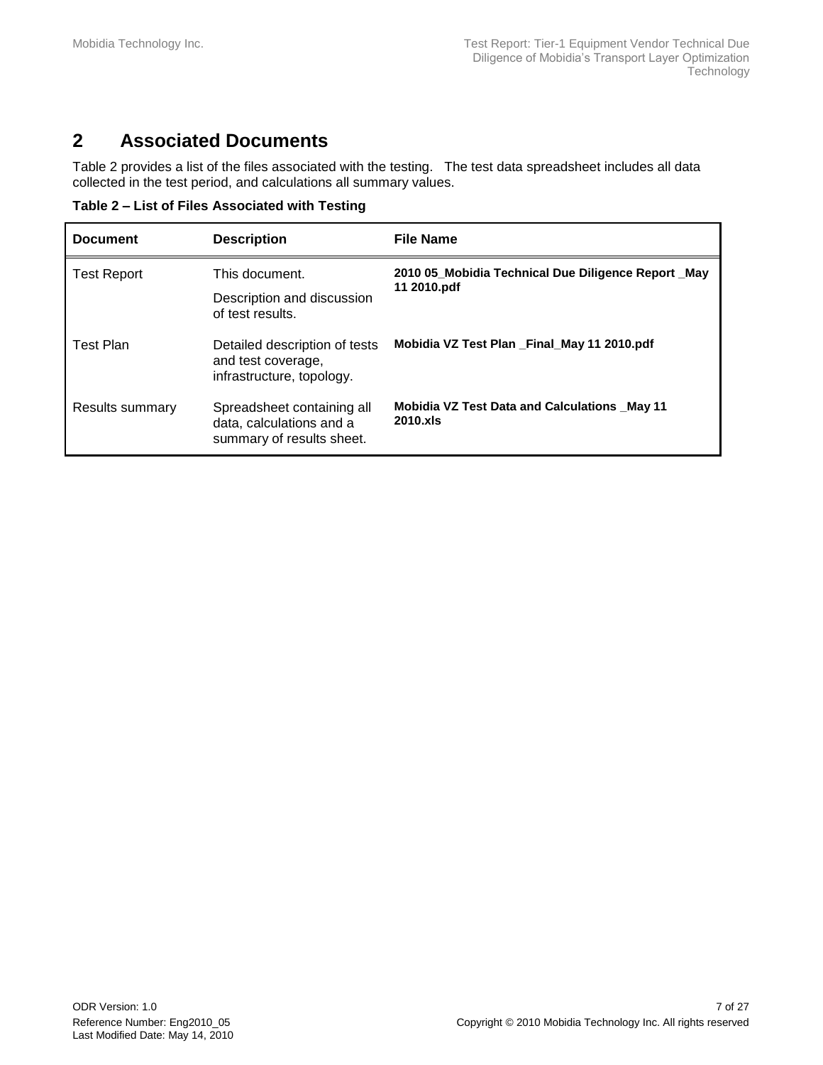# 2 Associated Documents

Table 2 provides a list of the files associated with the testing. The test data spreadsheet includes all data collected in the test period, and calculations all summary values.

**Table 2 – List of Files Associated with Testing**

| Document | Description | File Name |
|---|---|---|
| Test Report | This document.<br>Description and discussion of test results. | **2010 05_Mobidia Technical Due Diligence Report _May 11 2010.pdf** |
| Test Plan | Detailed description of tests and test coverage, infrastructure, topology. | **Mobidia VZ Test Plan _Final_May 11 2010.pdf** |
| Results summary | Spreadsheet containing all data, calculations and a summary of results sheet. | **Mobidia VZ Test Data and Calculations _May 11 2010.xls** |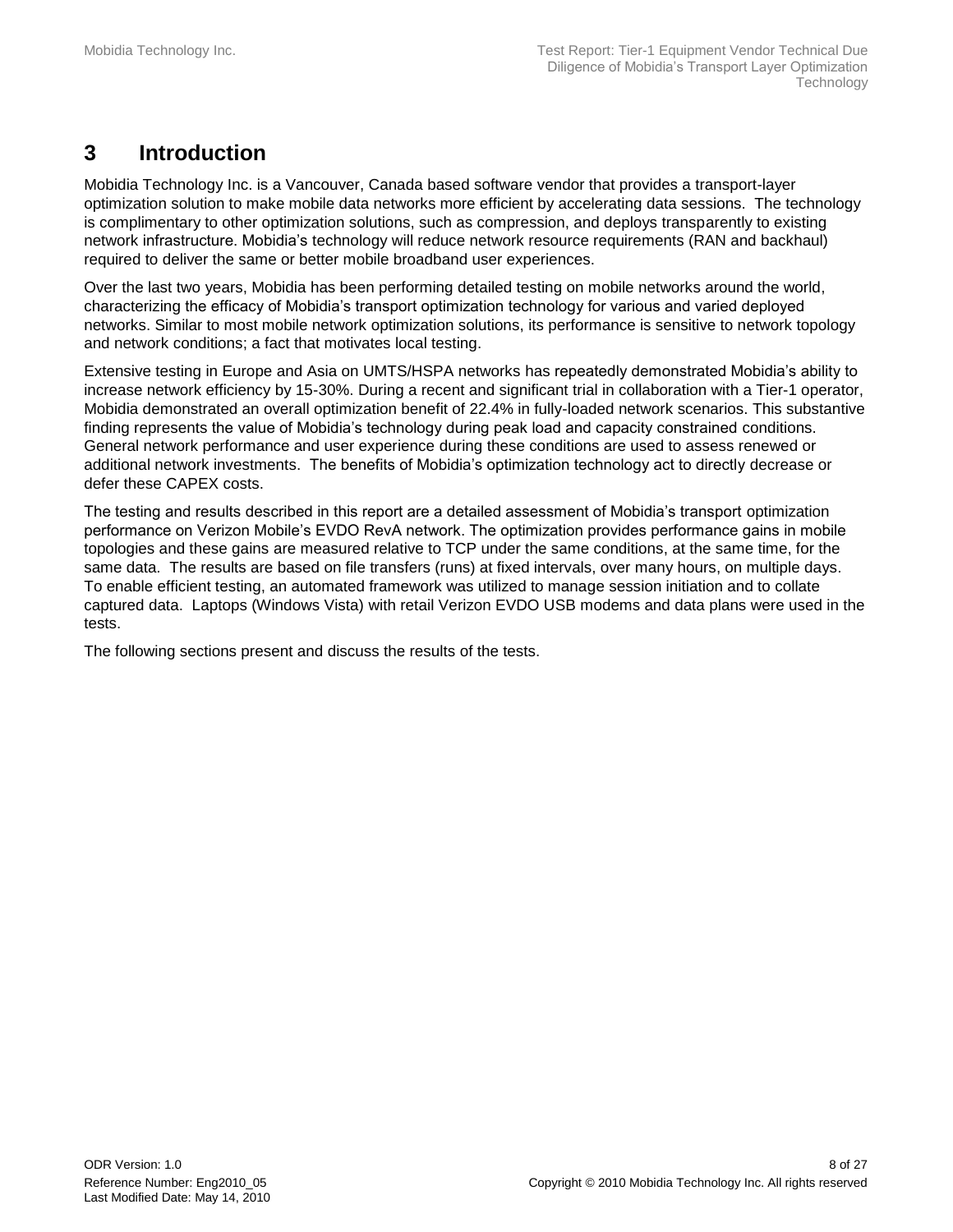# 3 Introduction

Mobidia Technology Inc. is a Vancouver, Canada based software vendor that provides a transport-layer optimization solution to make mobile data networks more efficient by accelerating data sessions. The technology is complimentary to other optimization solutions, such as compression, and deploys transparently to existing network infrastructure. Mobidia's technology will reduce network resource requirements (RAN and backhaul) required to deliver the same or better mobile broadband user experiences.

Over the last two years, Mobidia has been performing detailed testing on mobile networks around the world, characterizing the efficacy of Mobidia's transport optimization technology for various and varied deployed networks. Similar to most mobile network optimization solutions, its performance is sensitive to network topology and network conditions; a fact that motivates local testing.

Extensive testing in Europe and Asia on UMTS/HSPA networks has repeatedly demonstrated Mobidia's ability to increase network efficiency by 15-30%. During a recent and significant trial in collaboration with a Tier-1 operator, Mobidia demonstrated an overall optimization benefit of 22.4% in fully-loaded network scenarios. This substantive finding represents the value of Mobidia's technology during peak load and capacity constrained conditions. General network performance and user experience during these conditions are used to assess renewed or additional network investments. The benefits of Mobidia's optimization technology act to directly decrease or defer these CAPEX costs.

The testing and results described in this report are a detailed assessment of Mobidia's transport optimization performance on Verizon Mobile's EVDO RevA network. The optimization provides performance gains in mobile topologies and these gains are measured relative to TCP under the same conditions, at the same time, for the same data. The results are based on file transfers (runs) at fixed intervals, over many hours, on multiple days. To enable efficient testing, an automated framework was utilized to manage session initiation and to collate captured data. Laptops (Windows Vista) with retail Verizon EVDO USB modems and data plans were used in the tests.

The following sections present and discuss the results of the tests.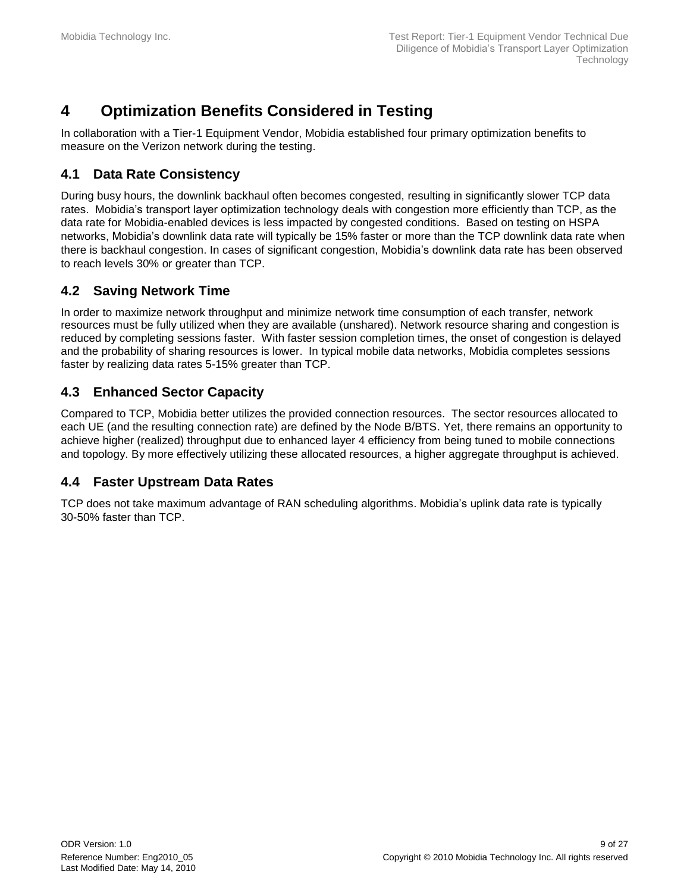# 4 Optimization Benefits Considered in Testing

In collaboration with a Tier-1 Equipment Vendor, Mobidia established four primary optimization benefits to measure on the Verizon network during the testing.

## 4.1 Data Rate Consistency

During busy hours, the downlink backhaul often becomes congested, resulting in significantly slower TCP data rates. Mobidia's transport layer optimization technology deals with congestion more efficiently than TCP, as the data rate for Mobidia-enabled devices is less impacted by congested conditions. Based on testing on HSPA networks, Mobidia's downlink data rate will typically be 15% faster or more than the TCP downlink data rate when there is backhaul congestion. In cases of significant congestion, Mobidia's downlink data rate has been observed to reach levels 30% or greater than TCP.

## 4.2 Saving Network Time

In order to maximize network throughput and minimize network time consumption of each transfer, network resources must be fully utilized when they are available (unshared). Network resource sharing and congestion is reduced by completing sessions faster. With faster session completion times, the onset of congestion is delayed and the probability of sharing resources is lower. In typical mobile data networks, Mobidia completes sessions faster by realizing data rates 5-15% greater than TCP.

## 4.3 Enhanced Sector Capacity

Compared to TCP, Mobidia better utilizes the provided connection resources. The sector resources allocated to each UE (and the resulting connection rate) are defined by the Node B/BTS. Yet, there remains an opportunity to achieve higher (realized) throughput due to enhanced layer 4 efficiency from being tuned to mobile connections and topology. By more effectively utilizing these allocated resources, a higher aggregate throughput is achieved.

## 4.4 Faster Upstream Data Rates

TCP does not take maximum advantage of RAN scheduling algorithms. Mobidia's uplink data rate is typically 30-50% faster than TCP.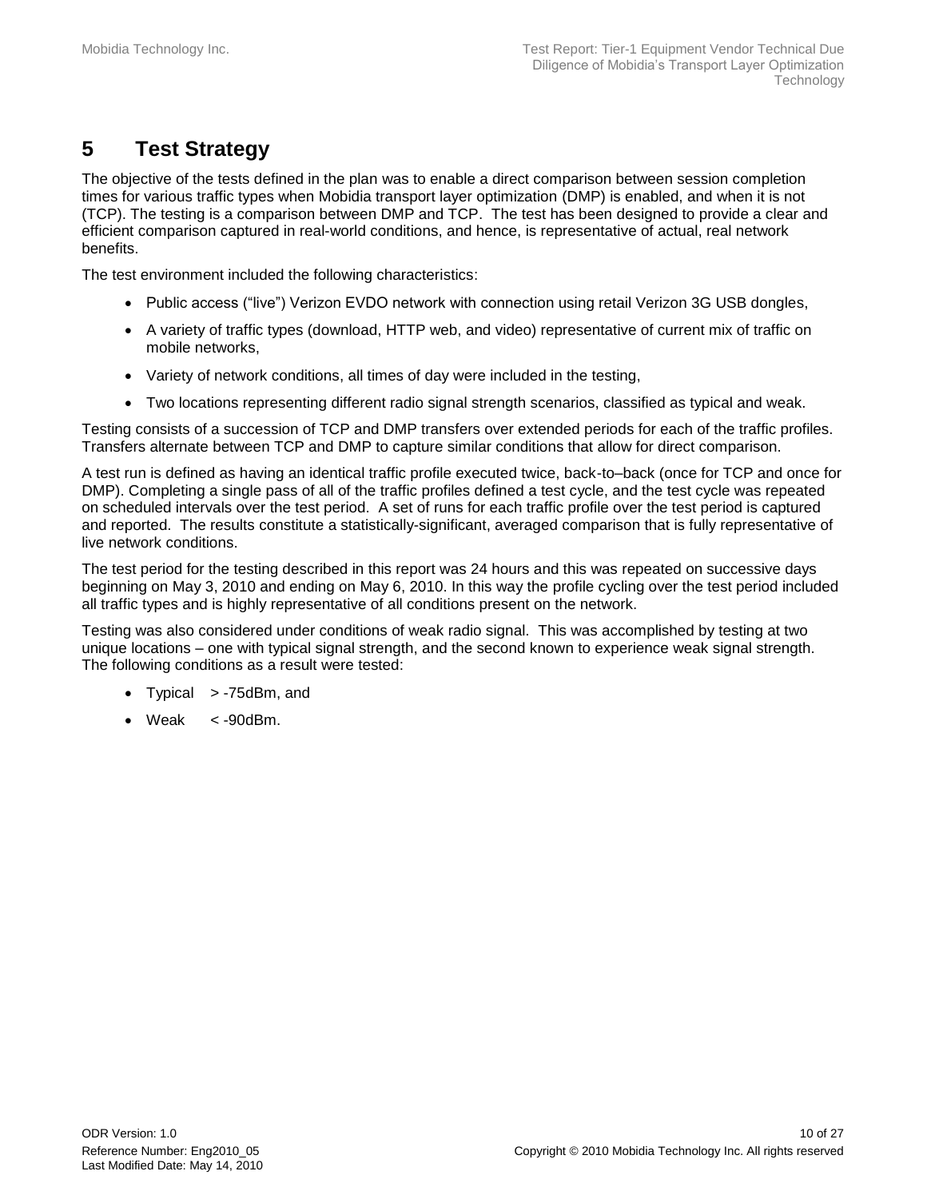# 5 Test Strategy

The objective of the tests defined in the plan was to enable a direct comparison between session completion times for various traffic types when Mobidia transport layer optimization (DMP) is enabled, and when it is not (TCP). The testing is a comparison between DMP and TCP. The test has been designed to provide a clear and efficient comparison captured in real-world conditions, and hence, is representative of actual, real network benefits.

The test environment included the following characteristics:

- Public access (“live”) Verizon EVDO network with connection using retail Verizon 3G USB dongles,
- A variety of traffic types (download, HTTP web, and video) representative of current mix of traffic on mobile networks,
- Variety of network conditions, all times of day were included in the testing,
- Two locations representing different radio signal strength scenarios, classified as typical and weak.

Testing consists of a succession of TCP and DMP transfers over extended periods for each of the traffic profiles. Transfers alternate between TCP and DMP to capture similar conditions that allow for direct comparison.

A test run is defined as having an identical traffic profile executed twice, back-to–back (once for TCP and once for DMP). Completing a single pass of all of the traffic profiles defined a test cycle, and the test cycle was repeated on scheduled intervals over the test period. A set of runs for each traffic profile over the test period is captured and reported. The results constitute a statistically-significant, averaged comparison that is fully representative of live network conditions.

The test period for the testing described in this report was 24 hours and this was repeated on successive days beginning on May 3, 2010 and ending on May 6, 2010. In this way the profile cycling over the test period included all traffic types and is highly representative of all conditions present on the network.

Testing was also considered under conditions of weak radio signal. This was accomplished by testing at two unique locations – one with typical signal strength, and the second known to experience weak signal strength. The following conditions as a result were tested:

- Typical > -75dBm, and
- Weak < -90dBm.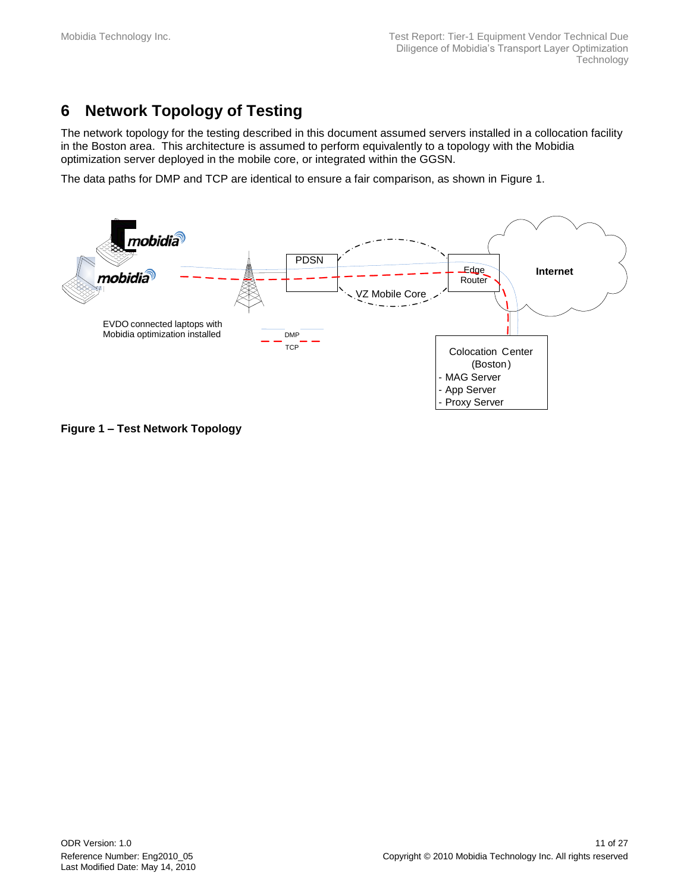# 6 Network Topology of Testing

The network topology for the testing described in this document assumed servers installed in a collocation facility in the Boston area. This architecture is assumed to perform equivalently to a topology with the Mobidia optimization server deployed in the mobile core, or integrated within the GGSN.

The data paths for DMP and TCP are identical to ensure a fair comparison, as shown in Figure 1.

**Figure 1 – Test Network Topology**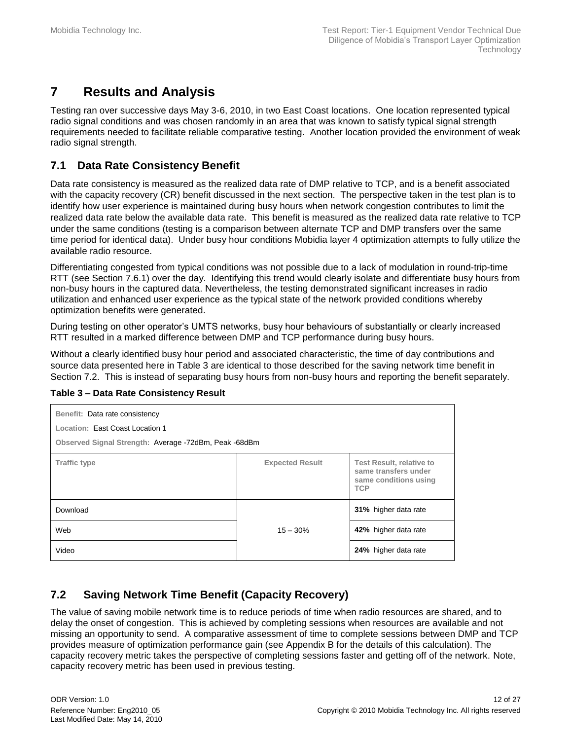# 7 Results and Analysis

Testing ran over successive days May 3-6, 2010, in two East Coast locations. One location represented typical radio signal conditions and was chosen randomly in an area that was known to satisfy typical signal strength requirements needed to facilitate reliable comparative testing. Another location provided the environment of weak radio signal strength.

## 7.1 Data Rate Consistency Benefit

Data rate consistency is measured as the realized data rate of DMP relative to TCP, and is a benefit associated with the capacity recovery (CR) benefit discussed in the next section. The perspective taken in the test plan is to identify how user experience is maintained during busy hours when network congestion contributes to limit the realized data rate below the available data rate. This benefit is measured as the realized data rate relative to TCP under the same conditions (testing is a comparison between alternate TCP and DMP transfers over the same time period for identical data). Under busy hour conditions Mobidia layer 4 optimization attempts to fully utilize the available radio resource.

Differentiating congested from typical conditions was not possible due to a lack of modulation in round-trip-time RTT (see Section 7.6.1) over the day. Identifying this trend would clearly isolate and differentiate busy hours from non-busy hours in the captured data. Nevertheless, the testing demonstrated significant increases in radio utilization and enhanced user experience as the typical state of the network provided conditions whereby optimization benefits were generated.

During testing on other operator's UMTS networks, busy hour behaviours of substantially or clearly increased RTT resulted in a marked difference between DMP and TCP performance during busy hours.

Without a clearly identified busy hour period and associated characteristic, the time of day contributions and source data presented here in Table 3 are identical to those described for the saving network time benefit in Section 7.2. This is instead of separating busy hours from non-busy hours and reporting the benefit separately.

**Table 3 – Data Rate Consistency Result**

| Benefit: Data rate consistency<br>Location: East Coast Location 1<br>Observed Signal Strength: Average -72dBm, Peak -68dBm | | |
|---|---|---|
| **Traffic type** | **Expected Result** | **Test Result, relative to same transfers under same conditions using TCP** |
| Download | 15 – 30% | **31%** higher data rate |
| Web | | **42%** higher data rate |
| Video | | **24%** higher data rate |

## 7.2 Saving Network Time Benefit (Capacity Recovery)

The value of saving mobile network time is to reduce periods of time when radio resources are shared, and to delay the onset of congestion. This is achieved by completing sessions when resources are available and not missing an opportunity to send. A comparative assessment of time to complete sessions between DMP and TCP provides measure of optimization performance gain (see Appendix B for the details of this calculation). The capacity recovery metric takes the perspective of completing sessions faster and getting off of the network. Note, capacity recovery metric has been used in previous testing.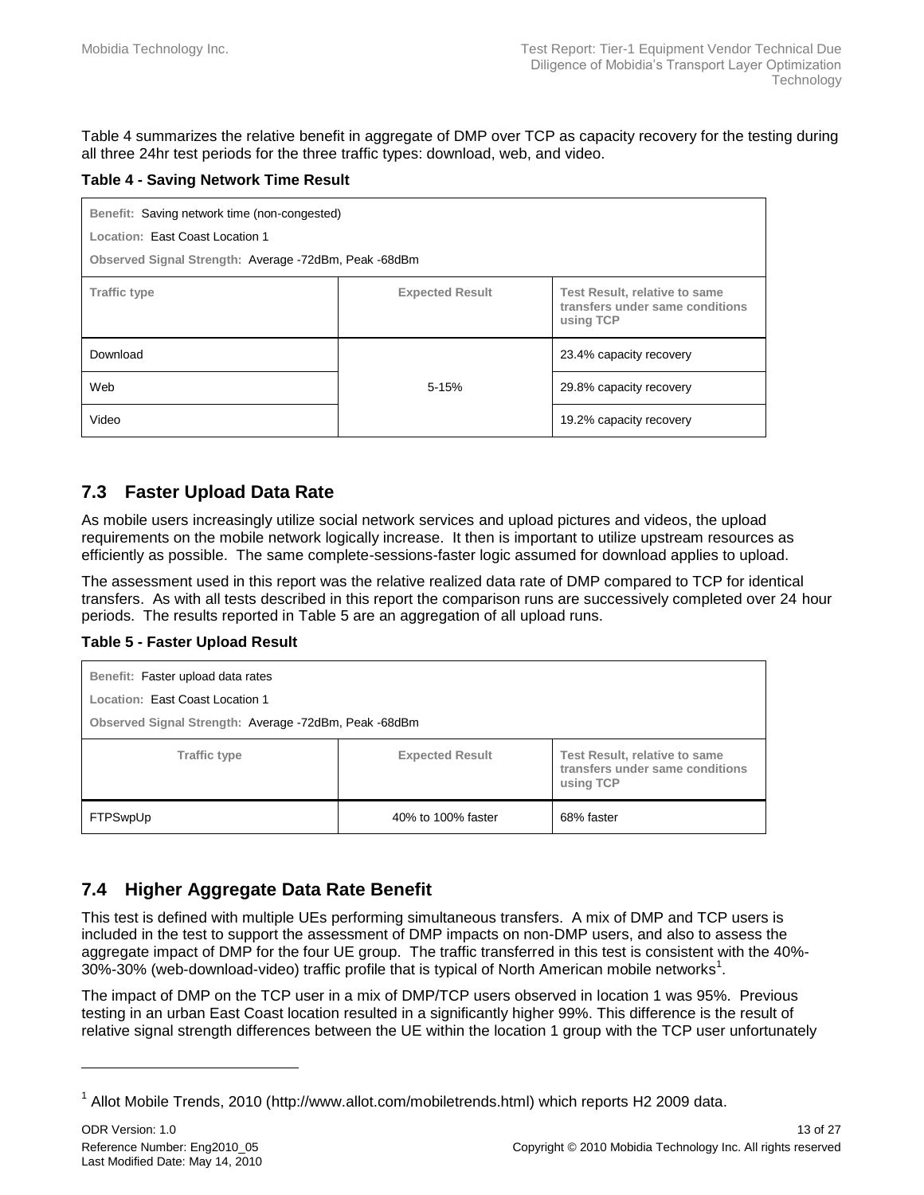Table 4 summarizes the relative benefit in aggregate of DMP over TCP as capacity recovery for the testing during all three 24hr test periods for the three traffic types: download, web, and video.

**Table 4 - Saving Network Time Result**

| **Benefit:** Saving network time (non-congested)<br>**Location:** East Coast Location 1<br>**Observed Signal Strength:** Average -72dBm, Peak -68dBm | | |
|---|---|---|
| **Traffic type** | **Expected Result** | **Test Result, relative to same transfers under same conditions using TCP** |
| Download | 5-15% | 23.4% capacity recovery |
| Web | | 29.8% capacity recovery |
| Video | | 19.2% capacity recovery |

## 7.3 Faster Upload Data Rate

As mobile users increasingly utilize social network services and upload pictures and videos, the upload requirements on the mobile network logically increase. It then is important to utilize upstream resources as efficiently as possible. The same complete-sessions-faster logic assumed for download applies to upload.

The assessment used in this report was the relative realized data rate of DMP compared to TCP for identical transfers. As with all tests described in this report the comparison runs are successively completed over 24 hour periods. The results reported in Table 5 are an aggregation of all upload runs.

**Table 5 - Faster Upload Result**

| **Benefit:** Faster upload data rates<br>**Location:** East Coast Location 1<br>**Observed Signal Strength:** Average -72dBm, Peak -68dBm | | |
|---|---|---|
| **Traffic type** | **Expected Result** | **Test Result, relative to same transfers under same conditions using TCP** |
| FTPSwpUp | 40% to 100% faster | 68% faster |

## 7.4 Higher Aggregate Data Rate Benefit

This test is defined with multiple UEs performing simultaneous transfers. A mix of DMP and TCP users is included in the test to support the assessment of DMP impacts on non-DMP users, and also to assess the aggregate impact of DMP for the four UE group. The traffic transferred in this test is consistent with the 40%-30%-30% (web-download-video) traffic profile that is typical of North American mobile networks[1].

The impact of DMP on the TCP user in a mix of DMP/TCP users observed in location 1 was 95%. Previous testing in an urban East Coast location resulted in a significantly higher 99%. This difference is the result of relative signal strength differences between the UE within the location 1 group with the TCP user unfortunately

[1] Allot Mobile Trends, 2010 (http://www.allot.com/mobiletrends.html) which reports H2 2009 data.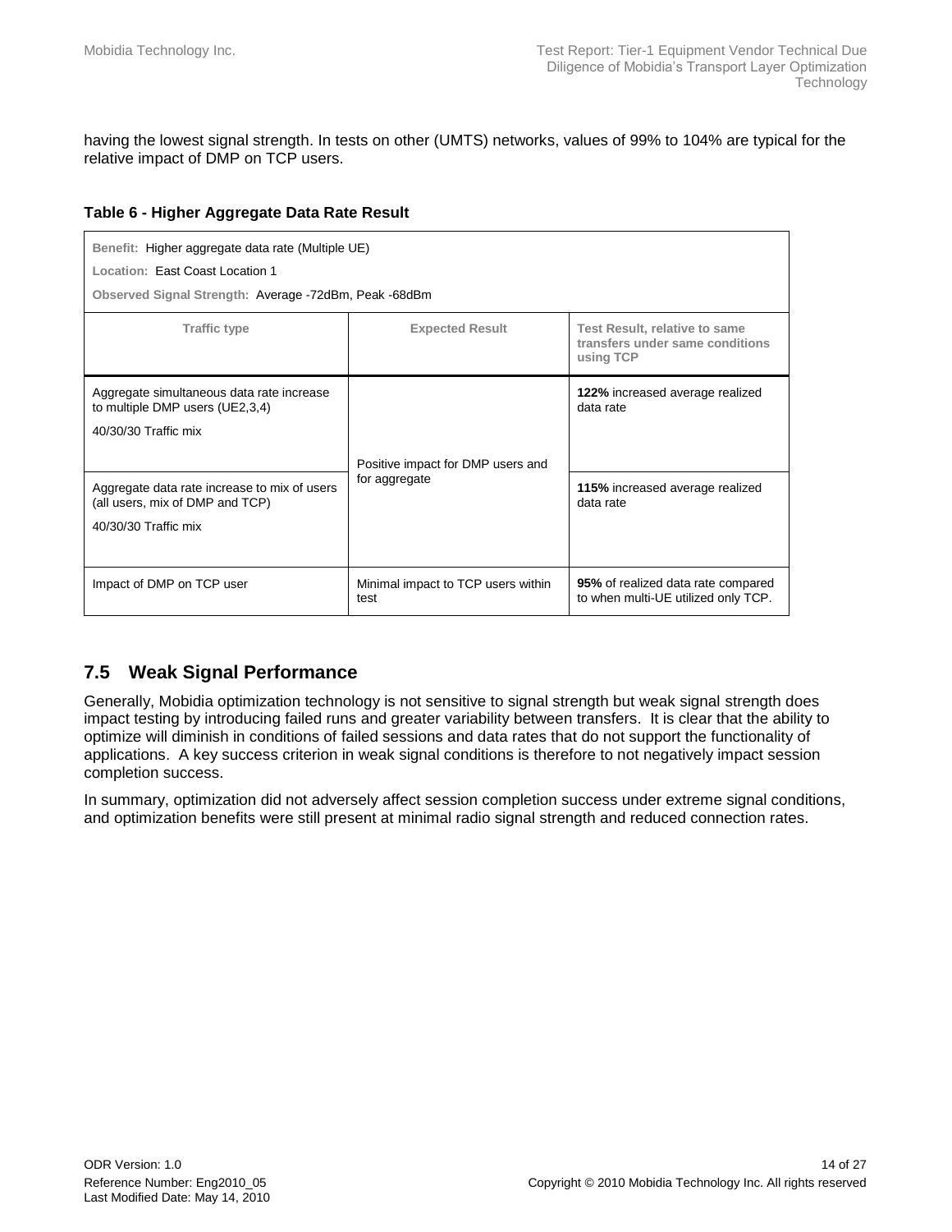having the lowest signal strength. In tests on other (UMTS) networks, values of 99% to 104% are typical for the relative impact of DMP on TCP users.

**Table 6 - Higher Aggregate Data Rate Result**

| **Benefit:** Higher aggregate data rate (Multiple UE)<br>**Location:** East Coast Location 1<br>**Observed Signal Strength:** Average -72dBm, Peak -68dBm | | |
|---|---|---|
| **Traffic type** | **Expected Result** | **Test Result, relative to same transfers under same conditions using TCP** |
| Aggregate simultaneous data rate increase to multiple DMP users (UE2,3,4)<br>40/30/30 Traffic mix | Positive impact for DMP users and for aggregate | **122%** increased average realized data rate |
| Aggregate data rate increase to mix of users (all users, mix of DMP and TCP)<br>40/30/30 Traffic mix | | **115%** increased average realized data rate |
| Impact of DMP on TCP user | Minimal impact to TCP users within test | **95%** of realized data rate compared to when multi-UE utilized only TCP. |

## 7.5 Weak Signal Performance

Generally, Mobidia optimization technology is not sensitive to signal strength but weak signal strength does impact testing by introducing failed runs and greater variability between transfers. It is clear that the ability to optimize will diminish in conditions of failed sessions and data rates that do not support the functionality of applications. A key success criterion in weak signal conditions is therefore to not negatively impact session completion success.

In summary, optimization did not adversely affect session completion success under extreme signal conditions, and optimization benefits were still present at minimal radio signal strength and reduced connection rates.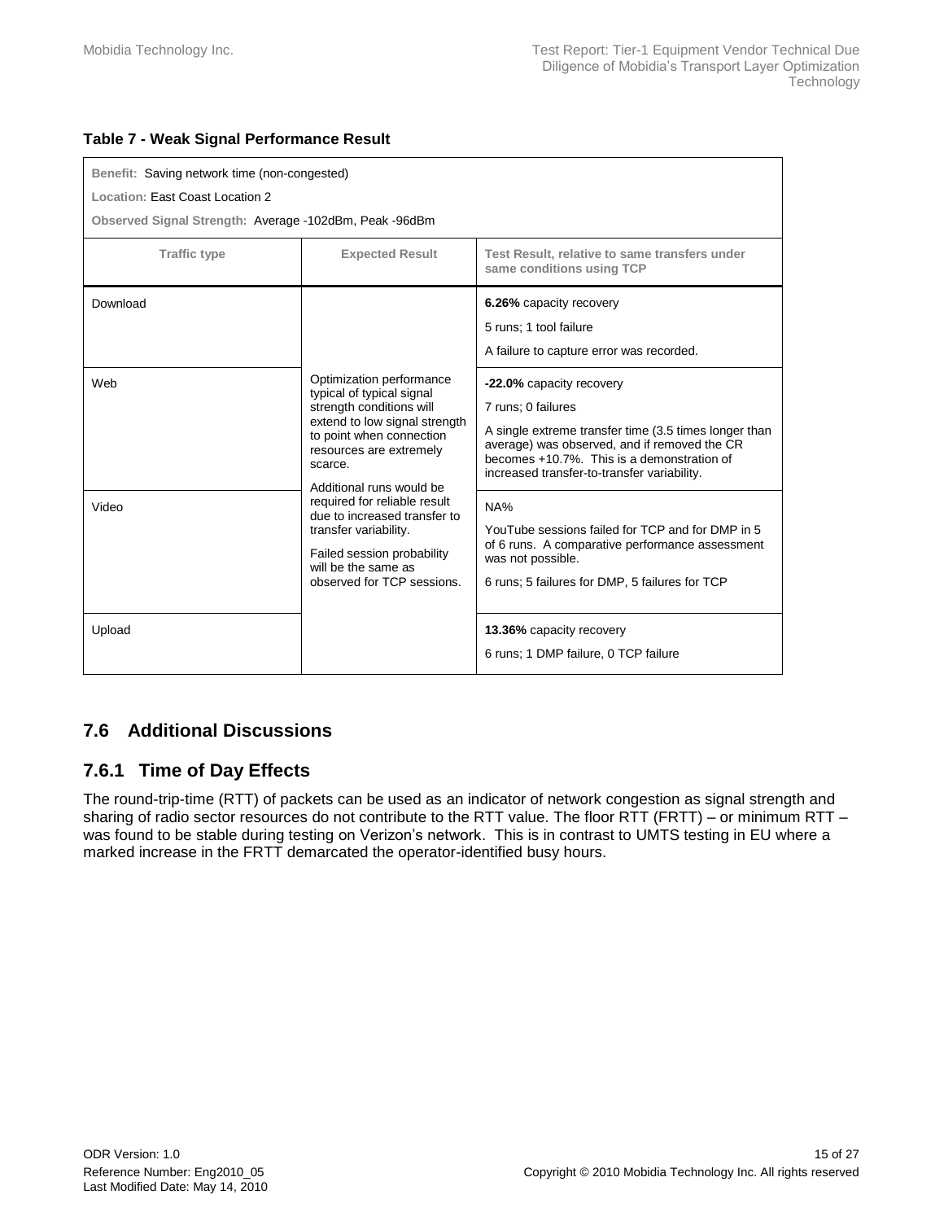**Table 7 - Weak Signal Performance Result**

| Benefit: Saving network time (non-congested)<br>Location: East Coast Location 2<br>Observed Signal Strength: Average -102dBm, Peak -96dBm | | |
|---|---|---|
| **Traffic type** | **Expected Result** | **Test Result, relative to same transfers under same conditions using TCP** |
| Download | Optimization performance typical of typical signal strength conditions will extend to low signal strength to point when connection resources are extremely scarce.<br>Additional runs would be required for reliable result due to increased transfer to transfer variability.<br>Failed session probability will be the same as observed for TCP sessions. | **6.26%** capacity recovery<br>5 runs; 1 tool failure<br>A failure to capture error was recorded. |
| Web | | **-22.0%** capacity recovery<br>7 runs; 0 failures<br>A single extreme transfer time (3.5 times longer than average) was observed, and if removed the CR becomes +10.7%. This is a demonstration of increased transfer-to-transfer variability. |
| Video | | NA%<br>YouTube sessions failed for TCP and for DMP in 5 of 6 runs. A comparative performance assessment was not possible.<br>6 runs; 5 failures for DMP, 5 failures for TCP |
| Upload | | **13.36%** capacity recovery<br>6 runs; 1 DMP failure, 0 TCP failure |

## 7.6 Additional Discussions

### 7.6.1 Time of Day Effects

The round-trip-time (RTT) of packets can be used as an indicator of network congestion as signal strength and sharing of radio sector resources do not contribute to the RTT value. The floor RTT (FRTT) – or minimum RTT – was found to be stable during testing on Verizon's network. This is in contrast to UMTS testing in EU where a marked increase in the FRTT demarcated the operator-identified busy hours.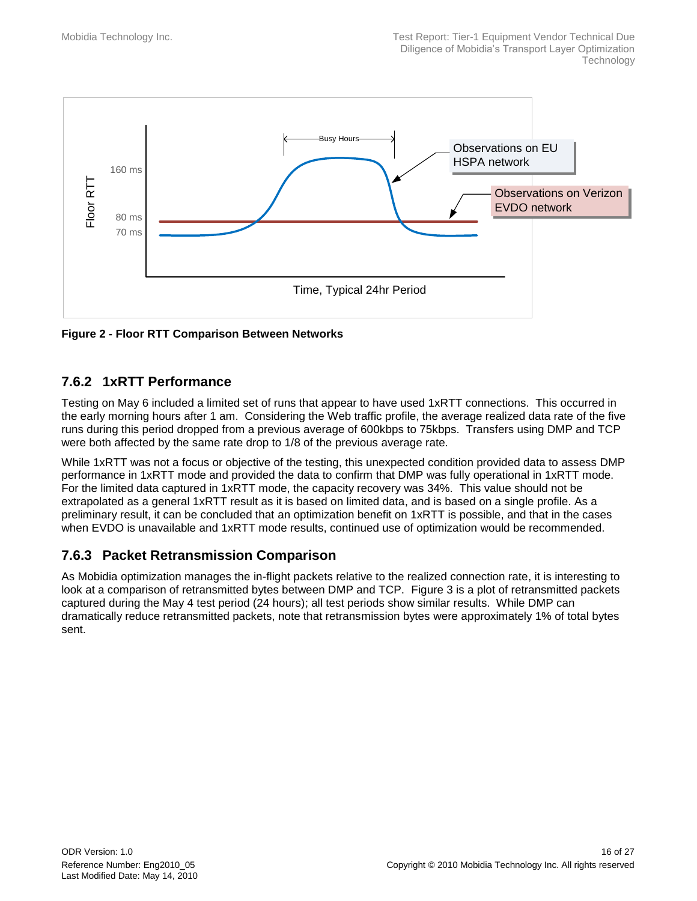**Figure 2 - Floor RTT Comparison Between Networks**

### 7.6.2 1xRTT Performance

Testing on May 6 included a limited set of runs that appear to have used 1xRTT connections. This occurred in the early morning hours after 1 am. Considering the Web traffic profile, the average realized data rate of the five runs during this period dropped from a previous average of 600kbps to 75kbps. Transfers using DMP and TCP were both affected by the same rate drop to 1/8 of the previous average rate.

While 1xRTT was not a focus or objective of the testing, this unexpected condition provided data to assess DMP performance in 1xRTT mode and provided the data to confirm that DMP was fully operational in 1xRTT mode. For the limited data captured in 1xRTT mode, the capacity recovery was 34%. This value should not be extrapolated as a general 1xRTT result as it is based on limited data, and is based on a single profile. As a preliminary result, it can be concluded that an optimization benefit on 1xRTT is possible, and that in the cases when EVDO is unavailable and 1xRTT mode results, continued use of optimization would be recommended.

### 7.6.3 Packet Retransmission Comparison

As Mobidia optimization manages the in-flight packets relative to the realized connection rate, it is interesting to look at a comparison of retransmitted bytes between DMP and TCP. Figure 3 is a plot of retransmitted packets captured during the May 4 test period (24 hours); all test periods show similar results. While DMP can dramatically reduce retransmitted packets, note that retransmission bytes were approximately 1% of total bytes sent.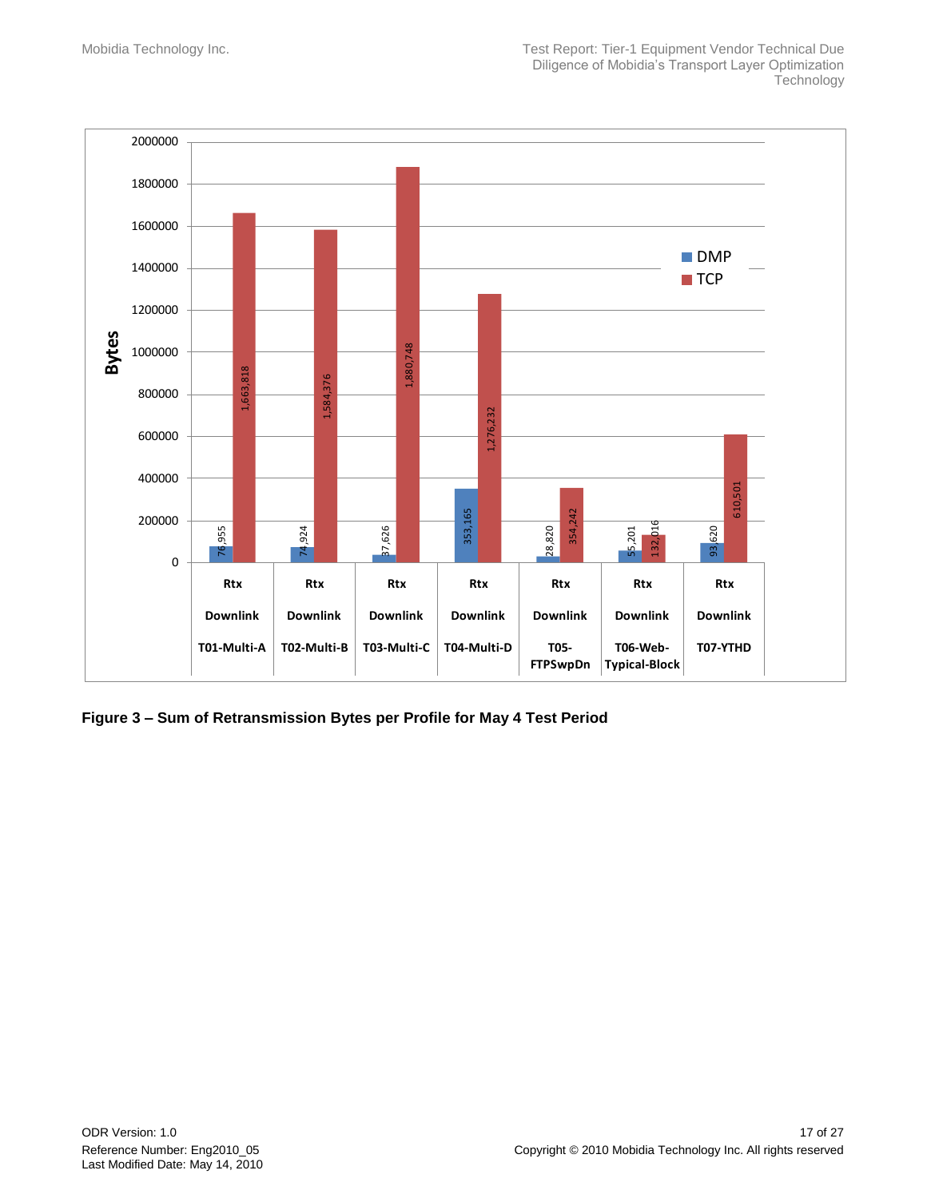| Profile | DMP | TCP |
| --- | --- | --- |
| Rtx Downlink T01-Multi-A | 76,955 | 1,663,818 |
| Rtx Downlink T02-Multi-B | 74,924 | 1,584,376 |
| Rtx Downlink T03-Multi-C | 37,626 | 1,880,748 |
| Rtx Downlink T04-Multi-D | 353,165 | 1,276,232 |
| Rtx Downlink T05-FTPSwpDn | 28,820 | 354,242 |
| Rtx Downlink T06-Web-Typical-Block | 55,201 | 132,016 |
| Rtx Downlink T07-YTHD | 93,620 | 610,501 |

**Figure 3 – Sum of Retransmission Bytes per Profile for May 4 Test Period**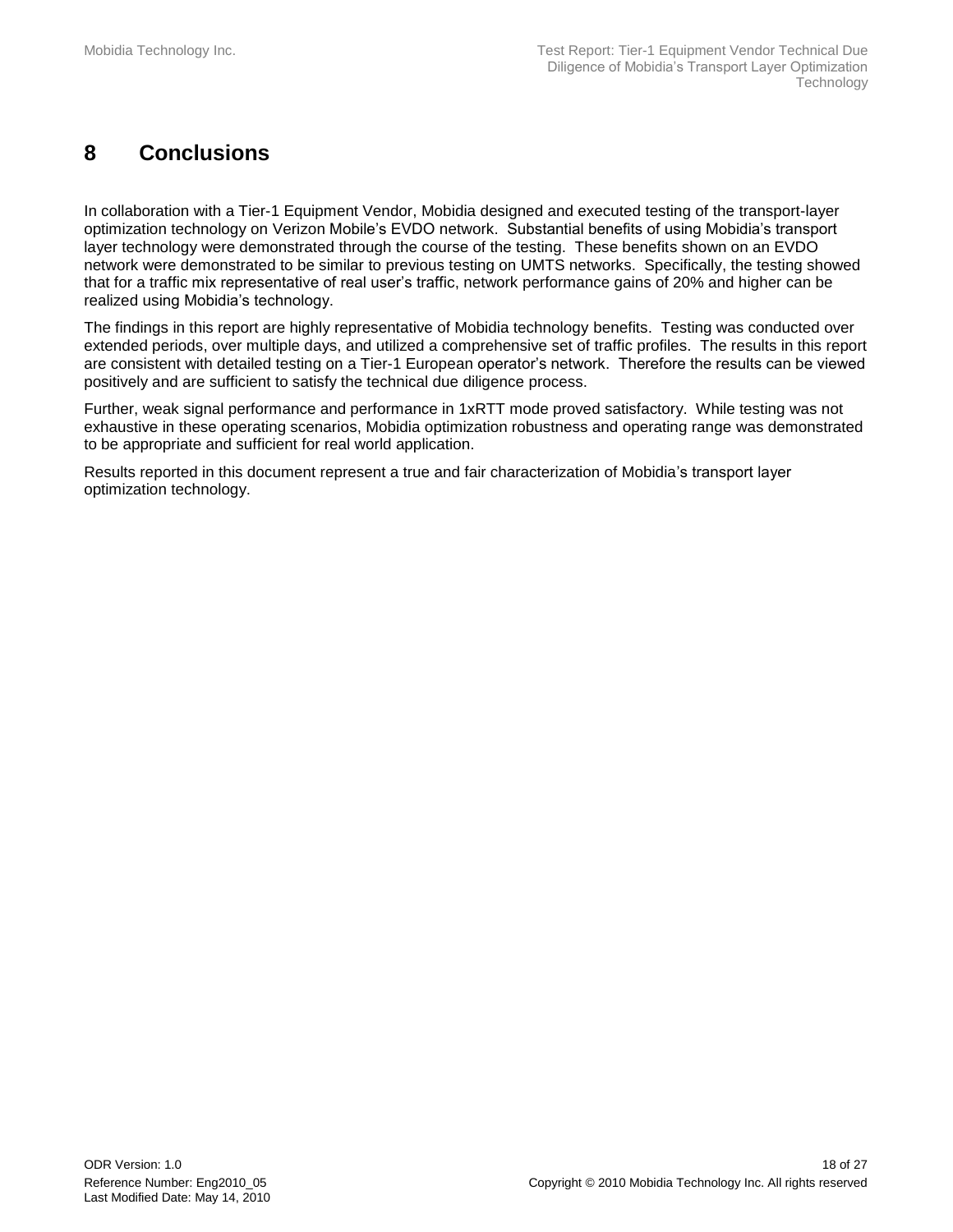# 8 Conclusions

In collaboration with a Tier-1 Equipment Vendor, Mobidia designed and executed testing of the transport-layer optimization technology on Verizon Mobile's EVDO network. Substantial benefits of using Mobidia's transport layer technology were demonstrated through the course of the testing. These benefits shown on an EVDO network were demonstrated to be similar to previous testing on UMTS networks. Specifically, the testing showed that for a traffic mix representative of real user's traffic, network performance gains of 20% and higher can be realized using Mobidia's technology.

The findings in this report are highly representative of Mobidia technology benefits. Testing was conducted over extended periods, over multiple days, and utilized a comprehensive set of traffic profiles. The results in this report are consistent with detailed testing on a Tier-1 European operator's network. Therefore the results can be viewed positively and are sufficient to satisfy the technical due diligence process.

Further, weak signal performance and performance in 1xRTT mode proved satisfactory. While testing was not exhaustive in these operating scenarios, Mobidia optimization robustness and operating range was demonstrated to be appropriate and sufficient for real world application.

Results reported in this document represent a true and fair characterization of Mobidia's transport layer optimization technology.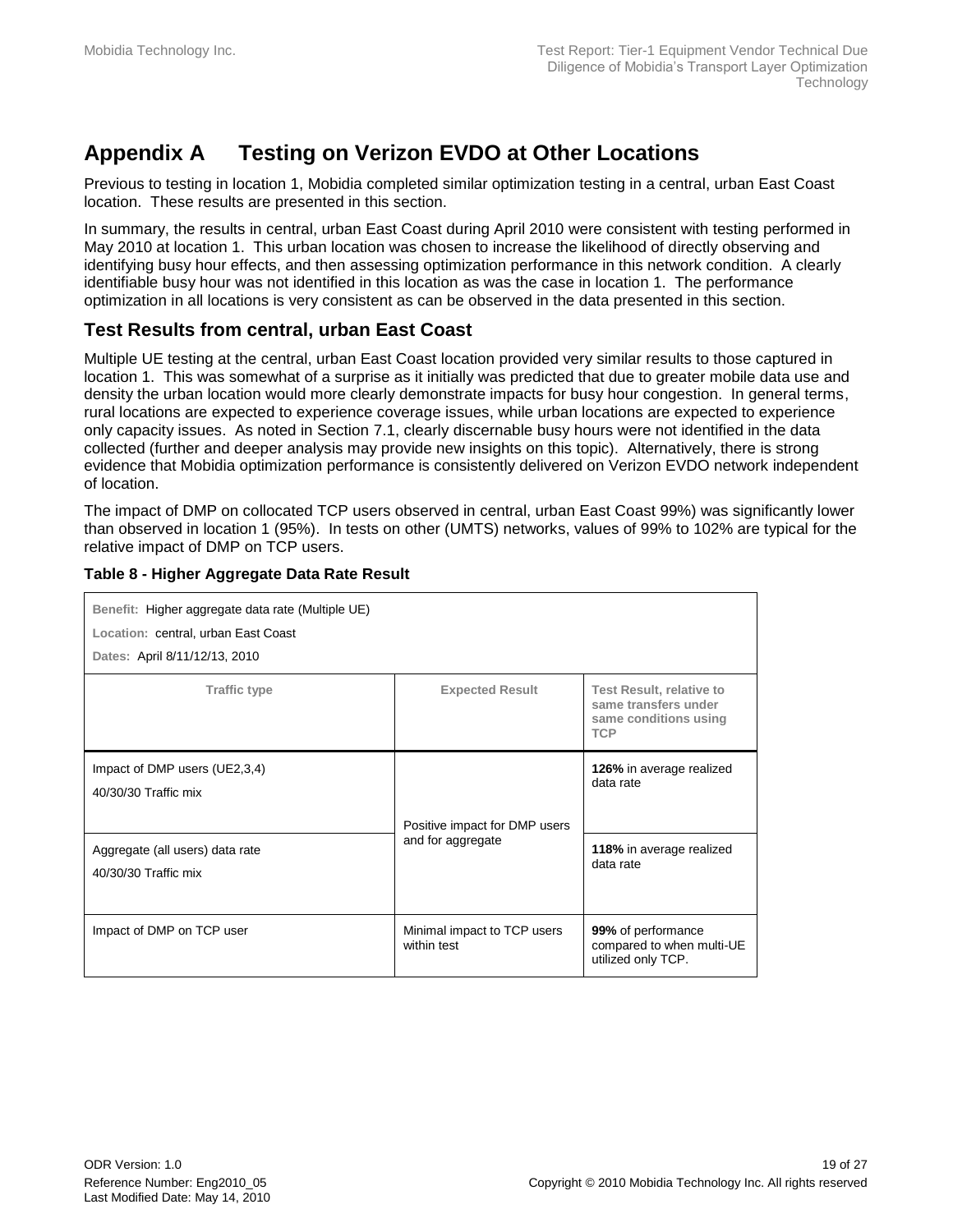# Appendix A Testing on Verizon EVDO at Other Locations

Previous to testing in location 1, Mobidia completed similar optimization testing in a central, urban East Coast location. These results are presented in this section.

In summary, the results in central, urban East Coast during April 2010 were consistent with testing performed in May 2010 at location 1. This urban location was chosen to increase the likelihood of directly observing and identifying busy hour effects, and then assessing optimization performance in this network condition. A clearly identifiable busy hour was not identified in this location as was the case in location 1. The performance optimization in all locations is very consistent as can be observed in the data presented in this section.

## Test Results from central, urban East Coast

Multiple UE testing at the central, urban East Coast location provided very similar results to those captured in location 1. This was somewhat of a surprise as it initially was predicted that due to greater mobile data use and density the urban location would more clearly demonstrate impacts for busy hour congestion. In general terms, rural locations are expected to experience coverage issues, while urban locations are expected to experience only capacity issues. As noted in Section 7.1, clearly discernable busy hours were not identified in the data collected (further and deeper analysis may provide new insights on this topic). Alternatively, there is strong evidence that Mobidia optimization performance is consistently delivered on Verizon EVDO network independent of location.

The impact of DMP on collocated TCP users observed in central, urban East Coast 99%) was significantly lower than observed in location 1 (95%). In tests on other (UMTS) networks, values of 99% to 102% are typical for the relative impact of DMP on TCP users.

**Table 8 - Higher Aggregate Data Rate Result**

| Benefit: Higher aggregate data rate (Multiple UE)<br>Location: central, urban East Coast<br>Dates: April 8/11/12/13, 2010 | | |
|---|---|---|
| **Traffic type** | **Expected Result** | **Test Result, relative to same transfers under same conditions using TCP** |
| Impact of DMP users (UE2,3,4)<br>40/30/30 Traffic mix | Positive impact for DMP users and for aggregate | **126%** in average realized data rate |
| Aggregate (all users) data rate<br>40/30/30 Traffic mix | | **118%** in average realized data rate |
| Impact of DMP on TCP user | Minimal impact to TCP users within test | **99%** of performance compared to when multi-UE utilized only TCP. |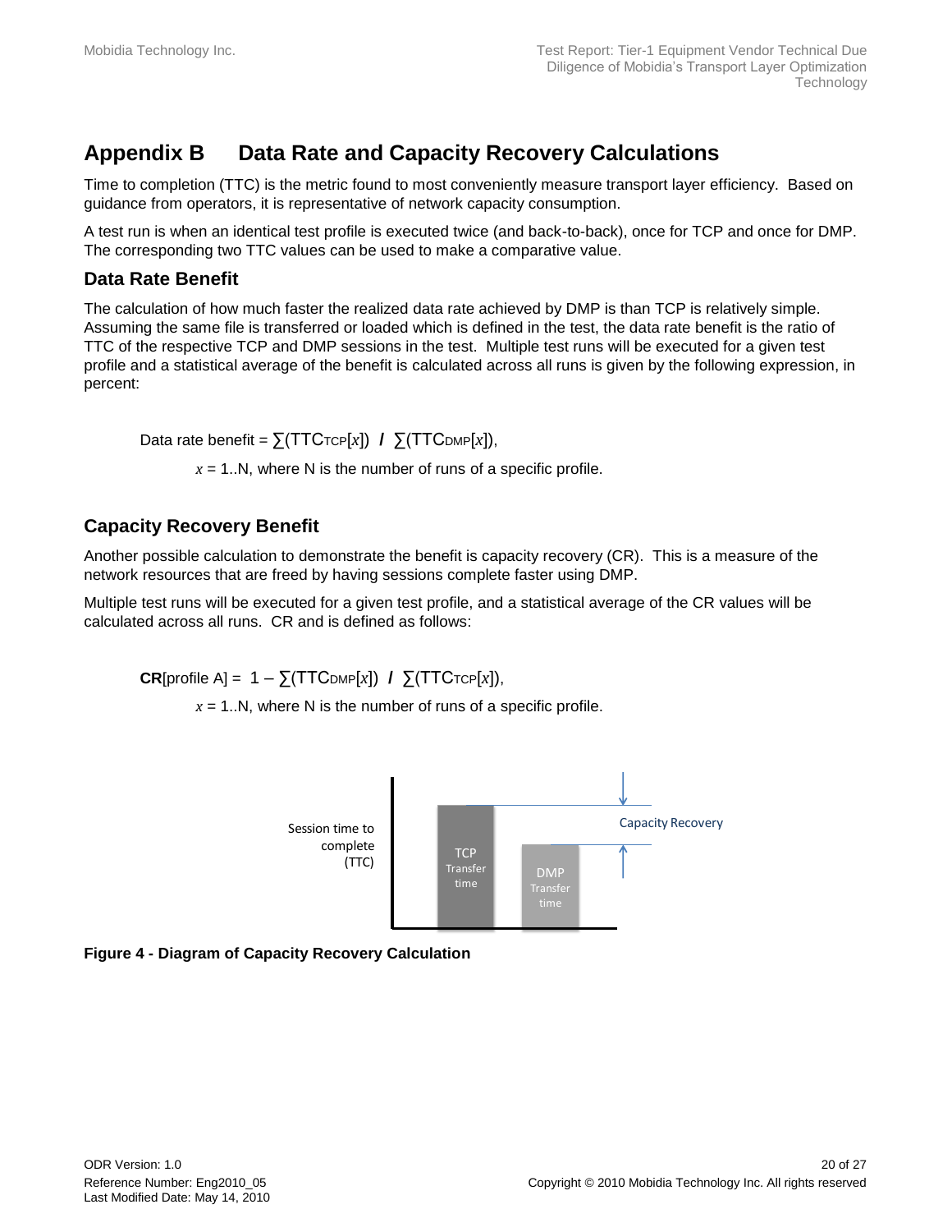# Appendix B  Data Rate and Capacity Recovery Calculations

Time to completion (TTC) is the metric found to most conveniently measure transport layer efficiency. Based on guidance from operators, it is representative of network capacity consumption.

A test run is when an identical test profile is executed twice (and back-to-back), once for TCP and once for DMP. The corresponding two TTC values can be used to make a comparative value.

## Data Rate Benefit

The calculation of how much faster the realized data rate achieved by DMP is than TCP is relatively simple. Assuming the same file is transferred or loaded which is defined in the test, the data rate benefit is the ratio of TTC of the respective TCP and DMP sessions in the test. Multiple test runs will be executed for a given test profile and a statistical average of the benefit is calculated across all runs is given by the following expression, in percent:

$$\text{Data rate benefit} = \sum(TTC_{TCP}[x]) \ / \ \sum(TTC_{DMP}[x]),$$

$x$ = 1..N, where N is the number of runs of a specific profile.

## Capacity Recovery Benefit

Another possible calculation to demonstrate the benefit is capacity recovery (CR). This is a measure of the network resources that are freed by having sessions complete faster using DMP.

Multiple test runs will be executed for a given test profile, and a statistical average of the CR values will be calculated across all runs. CR and is defined as follows:

$$\mathbf{CR}[\text{profile A}] = 1 - \sum(TTC_{DMP}[x]) \ / \ \sum(TTC_{TCP}[x]),$$

$x$ = 1..N, where N is the number of runs of a specific profile.

**Figure 4 - Diagram of Capacity Recovery Calculation**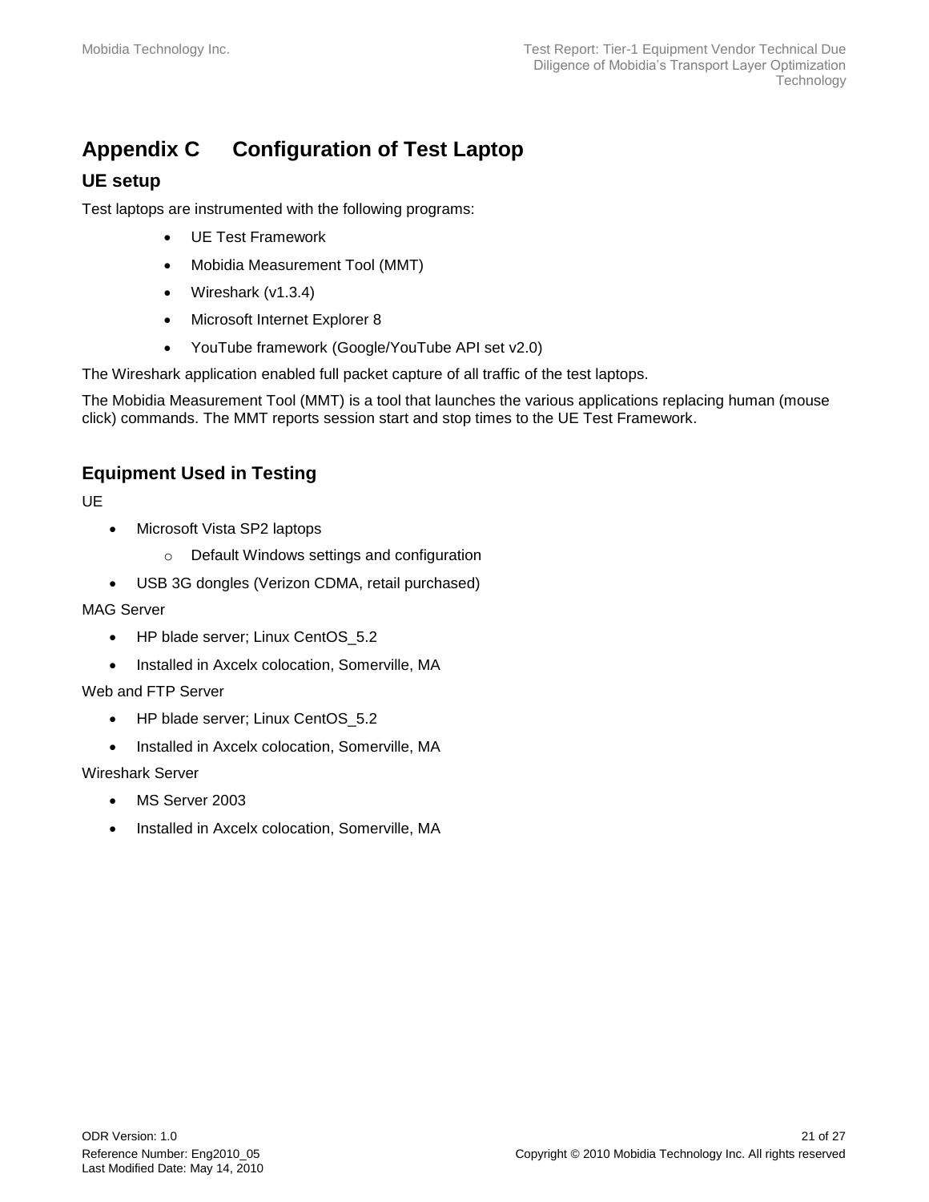# Appendix C Configuration of Test Laptop

## UE setup

Test laptops are instrumented with the following programs:

- UE Test Framework
- Mobidia Measurement Tool (MMT)
- Wireshark (v1.3.4)
- Microsoft Internet Explorer 8
- YouTube framework (Google/YouTube API set v2.0)

The Wireshark application enabled full packet capture of all traffic of the test laptops.

The Mobidia Measurement Tool (MMT) is a tool that launches the various applications replacing human (mouse click) commands. The MMT reports session start and stop times to the UE Test Framework.

## Equipment Used in Testing

UE

- Microsoft Vista SP2 laptops
  - Default Windows settings and configuration
- USB 3G dongles (Verizon CDMA, retail purchased)

MAG Server

- HP blade server; Linux CentOS_5.2
- Installed in Axcelx colocation, Somerville, MA

Web and FTP Server

- HP blade server; Linux CentOS_5.2
- Installed in Axcelx colocation, Somerville, MA

Wireshark Server

- MS Server 2003
- Installed in Axcelx colocation, Somerville, MA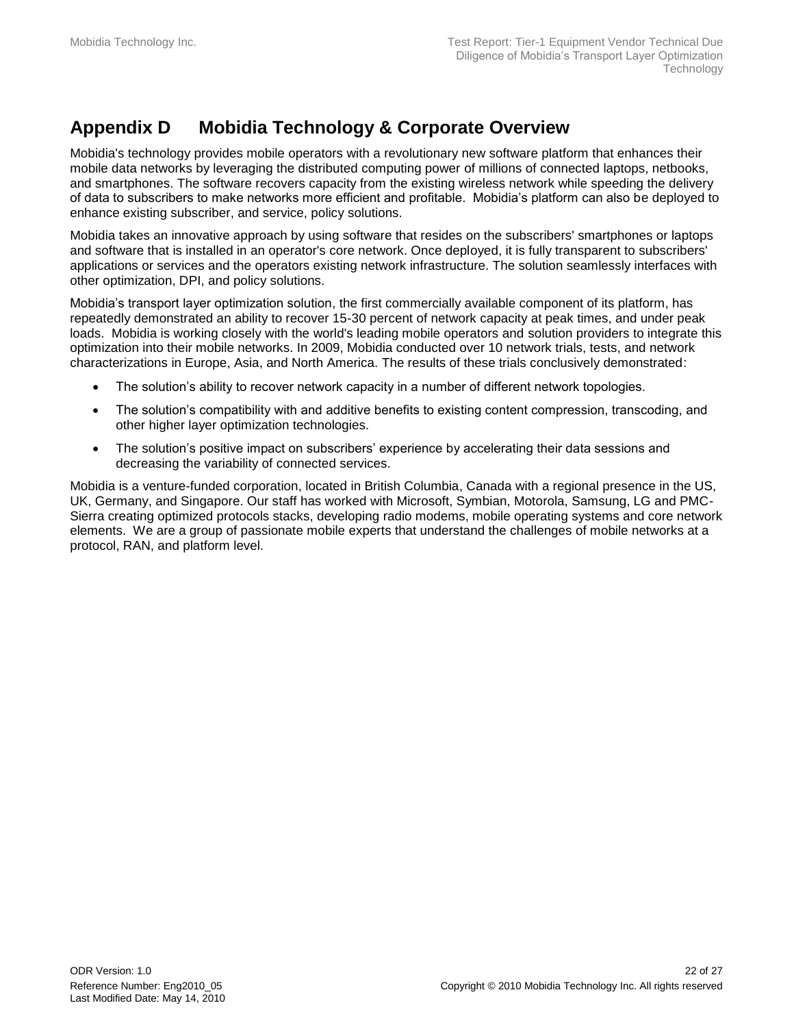# Appendix D Mobidia Technology & Corporate Overview

Mobidia's technology provides mobile operators with a revolutionary new software platform that enhances their mobile data networks by leveraging the distributed computing power of millions of connected laptops, netbooks, and smartphones. The software recovers capacity from the existing wireless network while speeding the delivery of data to subscribers to make networks more efficient and profitable. Mobidia's platform can also be deployed to enhance existing subscriber, and service, policy solutions.

Mobidia takes an innovative approach by using software that resides on the subscribers' smartphones or laptops and software that is installed in an operator's core network. Once deployed, it is fully transparent to subscribers' applications or services and the operators existing network infrastructure. The solution seamlessly interfaces with other optimization, DPI, and policy solutions.

Mobidia's transport layer optimization solution, the first commercially available component of its platform, has repeatedly demonstrated an ability to recover 15-30 percent of network capacity at peak times, and under peak loads. Mobidia is working closely with the world's leading mobile operators and solution providers to integrate this optimization into their mobile networks. In 2009, Mobidia conducted over 10 network trials, tests, and network characterizations in Europe, Asia, and North America. The results of these trials conclusively demonstrated:

- The solution's ability to recover network capacity in a number of different network topologies.
- The solution's compatibility with and additive benefits to existing content compression, transcoding, and other higher layer optimization technologies.
- The solution's positive impact on subscribers' experience by accelerating their data sessions and decreasing the variability of connected services.

Mobidia is a venture-funded corporation, located in British Columbia, Canada with a regional presence in the US, UK, Germany, and Singapore. Our staff has worked with Microsoft, Symbian, Motorola, Samsung, LG and PMC-Sierra creating optimized protocols stacks, developing radio modems, mobile operating systems and core network elements. We are a group of passionate mobile experts that understand the challenges of mobile networks at a protocol, RAN, and platform level.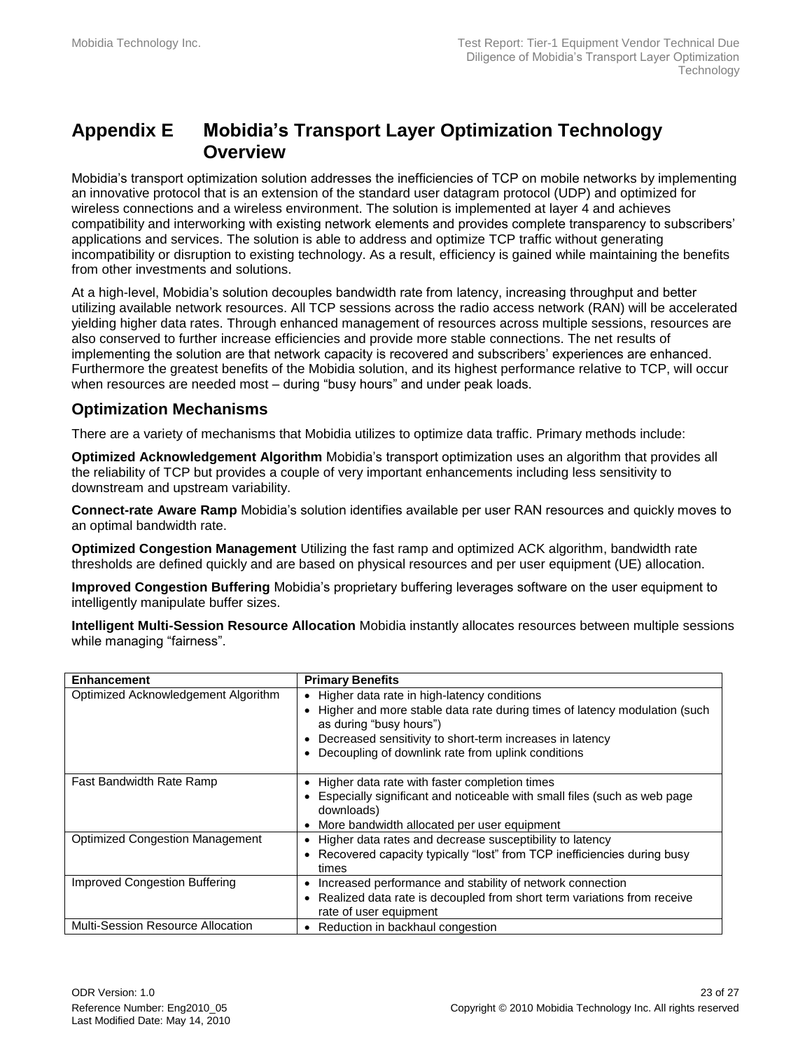# Appendix E Mobidia's Transport Layer Optimization Technology Overview

Mobidia's transport optimization solution addresses the inefficiencies of TCP on mobile networks by implementing an innovative protocol that is an extension of the standard user datagram protocol (UDP) and optimized for wireless connections and a wireless environment. The solution is implemented at layer 4 and achieves compatibility and interworking with existing network elements and provides complete transparency to subscribers' applications and services. The solution is able to address and optimize TCP traffic without generating incompatibility or disruption to existing technology. As a result, efficiency is gained while maintaining the benefits from other investments and solutions.

At a high-level, Mobidia's solution decouples bandwidth rate from latency, increasing throughput and better utilizing available network resources. All TCP sessions across the radio access network (RAN) will be accelerated yielding higher data rates. Through enhanced management of resources across multiple sessions, resources are also conserved to further increase efficiencies and provide more stable connections. The net results of implementing the solution are that network capacity is recovered and subscribers' experiences are enhanced. Furthermore the greatest benefits of the Mobidia solution, and its highest performance relative to TCP, will occur when resources are needed most – during "busy hours" and under peak loads.

## Optimization Mechanisms

There are a variety of mechanisms that Mobidia utilizes to optimize data traffic. Primary methods include:

**Optimized Acknowledgement Algorithm** Mobidia's transport optimization uses an algorithm that provides all the reliability of TCP but provides a couple of very important enhancements including less sensitivity to downstream and upstream variability.

**Connect-rate Aware Ramp** Mobidia's solution identifies available per user RAN resources and quickly moves to an optimal bandwidth rate.

**Optimized Congestion Management** Utilizing the fast ramp and optimized ACK algorithm, bandwidth rate thresholds are defined quickly and are based on physical resources and per user equipment (UE) allocation.

**Improved Congestion Buffering** Mobidia's proprietary buffering leverages software on the user equipment to intelligently manipulate buffer sizes.

**Intelligent Multi-Session Resource Allocation** Mobidia instantly allocates resources between multiple sessions while managing "fairness".

| Enhancement | Primary Benefits |
|---|---|
| Optimized Acknowledgement Algorithm | • Higher data rate in high-latency conditions<br>• Higher and more stable data rate during times of latency modulation (such as during "busy hours")<br>• Decreased sensitivity to short-term increases in latency<br>• Decoupling of downlink rate from uplink conditions |
| Fast Bandwidth Rate Ramp | • Higher data rate with faster completion times<br>• Especially significant and noticeable with small files (such as web page downloads)<br>• More bandwidth allocated per user equipment |
| Optimized Congestion Management | • Higher data rates and decrease susceptibility to latency<br>• Recovered capacity typically "lost" from TCP inefficiencies during busy times |
| Improved Congestion Buffering | • Increased performance and stability of network connection<br>• Realized data rate is decoupled from short term variations from receive rate of user equipment |
| Multi-Session Resource Allocation | • Reduction in backhaul congestion |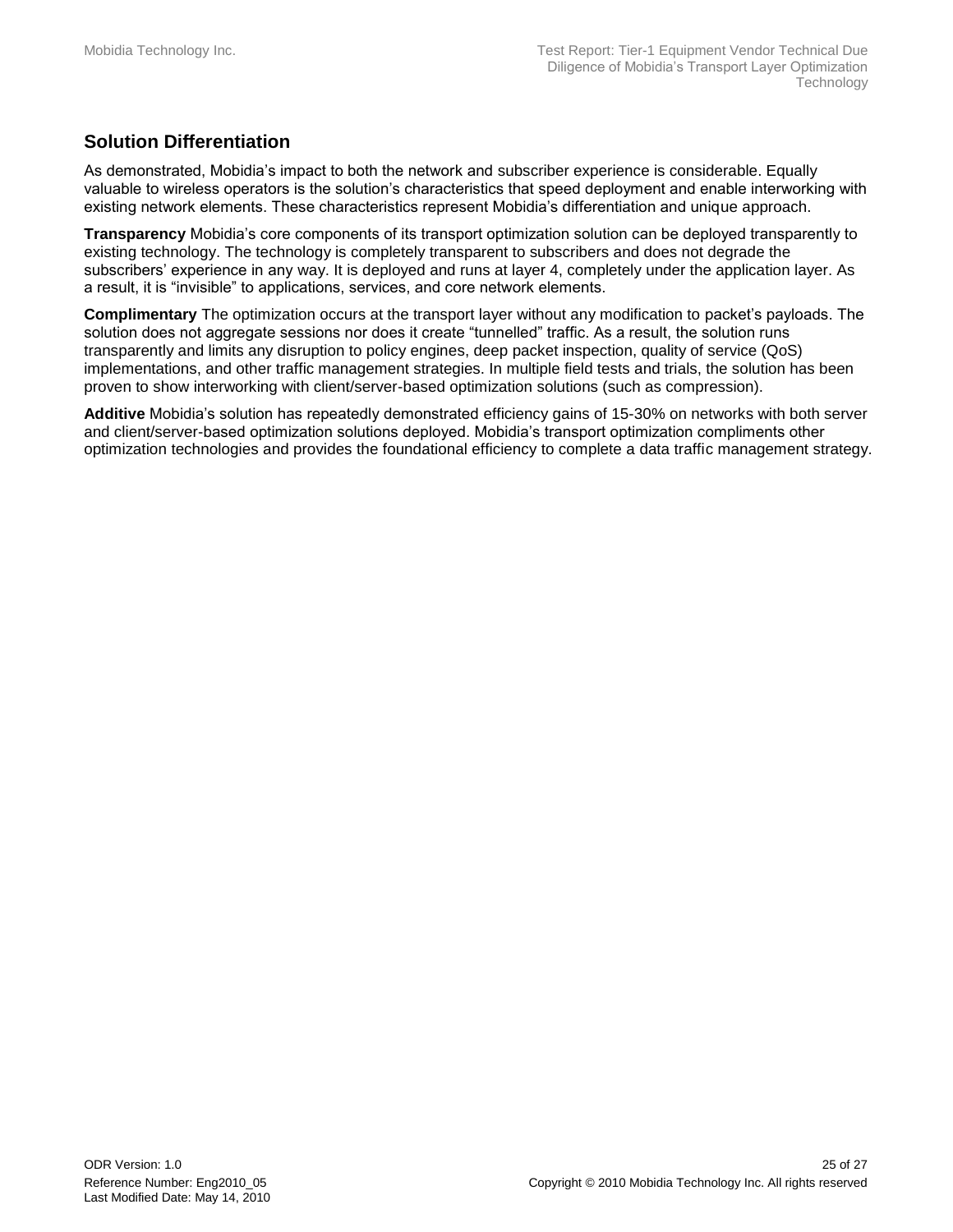## Solution Differentiation

As demonstrated, Mobidia's impact to both the network and subscriber experience is considerable. Equally valuable to wireless operators is the solution's characteristics that speed deployment and enable interworking with existing network elements. These characteristics represent Mobidia's differentiation and unique approach.

**Transparency** Mobidia's core components of its transport optimization solution can be deployed transparently to existing technology. The technology is completely transparent to subscribers and does not degrade the subscribers' experience in any way. It is deployed and runs at layer 4, completely under the application layer. As a result, it is "invisible" to applications, services, and core network elements.

**Complimentary** The optimization occurs at the transport layer without any modification to packet's payloads. The solution does not aggregate sessions nor does it create "tunnelled" traffic. As a result, the solution runs transparently and limits any disruption to policy engines, deep packet inspection, quality of service (QoS) implementations, and other traffic management strategies. In multiple field tests and trials, the solution has been proven to show interworking with client/server-based optimization solutions (such as compression).

**Additive** Mobidia's solution has repeatedly demonstrated efficiency gains of 15-30% on networks with both server and client/server-based optimization solutions deployed. Mobidia's transport optimization compliments other optimization technologies and provides the foundational efficiency to complete a data traffic management strategy.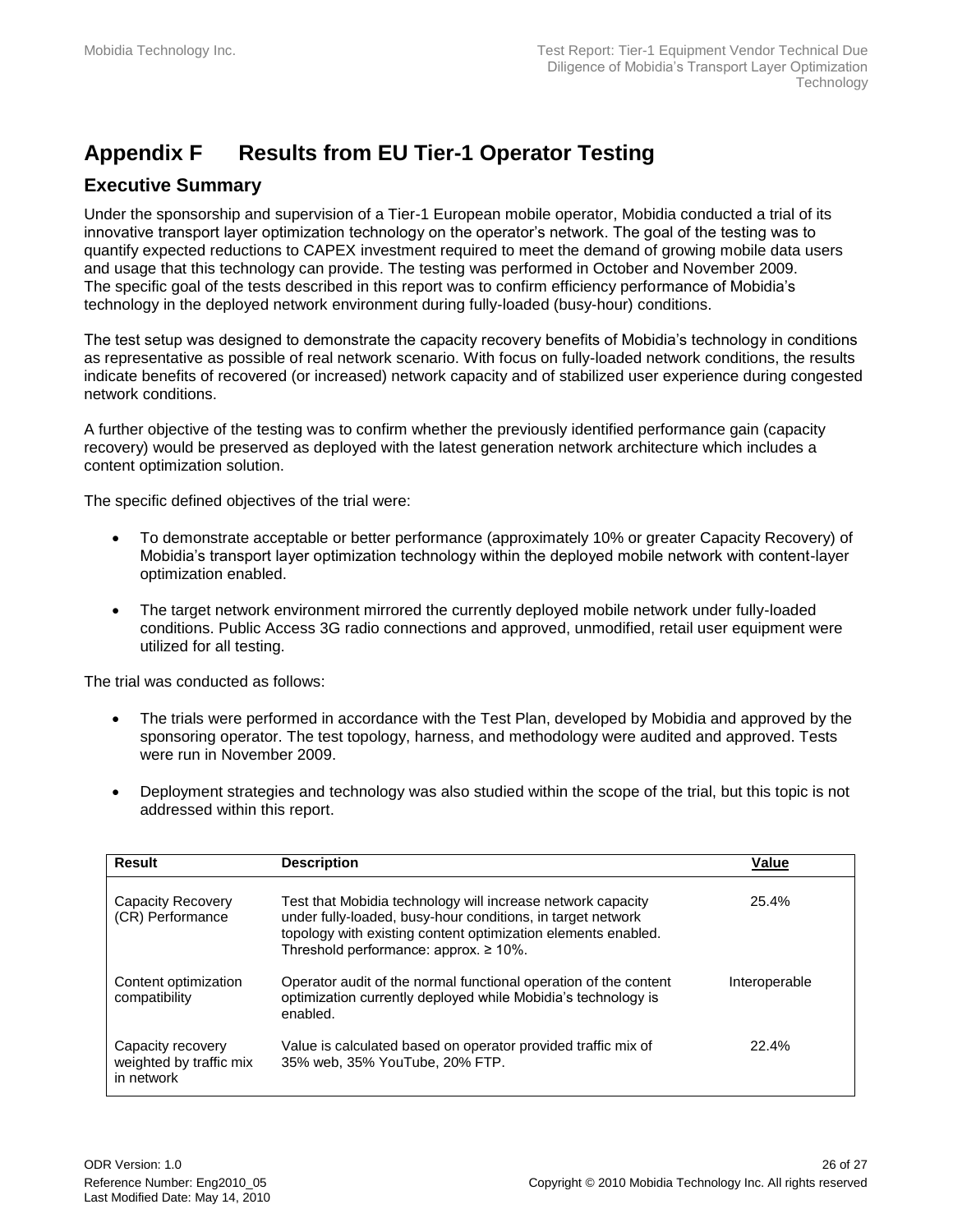# Appendix F Results from EU Tier-1 Operator Testing

## Executive Summary

Under the sponsorship and supervision of a Tier-1 European mobile operator, Mobidia conducted a trial of its innovative transport layer optimization technology on the operator's network. The goal of the testing was to quantify expected reductions to CAPEX investment required to meet the demand of growing mobile data users and usage that this technology can provide. The testing was performed in October and November 2009. The specific goal of the tests described in this report was to confirm efficiency performance of Mobidia's technology in the deployed network environment during fully-loaded (busy-hour) conditions.

The test setup was designed to demonstrate the capacity recovery benefits of Mobidia's technology in conditions as representative as possible of real network scenario. With focus on fully-loaded network conditions, the results indicate benefits of recovered (or increased) network capacity and of stabilized user experience during congested network conditions.

A further objective of the testing was to confirm whether the previously identified performance gain (capacity recovery) would be preserved as deployed with the latest generation network architecture which includes a content optimization solution.

The specific defined objectives of the trial were:

- To demonstrate acceptable or better performance (approximately 10% or greater Capacity Recovery) of Mobidia's transport layer optimization technology within the deployed mobile network with content-layer optimization enabled.
- The target network environment mirrored the currently deployed mobile network under fully-loaded conditions. Public Access 3G radio connections and approved, unmodified, retail user equipment were utilized for all testing.

The trial was conducted as follows:

- The trials were performed in accordance with the Test Plan, developed by Mobidia and approved by the sponsoring operator. The test topology, harness, and methodology were audited and approved. Tests were run in November 2009.
- Deployment strategies and technology was also studied within the scope of the trial, but this topic is not addressed within this report.

| Result | Description | Value |
|---|---|---|
| Capacity Recovery (CR) Performance | Test that Mobidia technology will increase network capacity under fully-loaded, busy-hour conditions, in target network topology with existing content optimization elements enabled. Threshold performance: approx. ≥ 10%. | 25.4% |
| Content optimization compatibility | Operator audit of the normal functional operation of the content optimization currently deployed while Mobidia's technology is enabled. | Interoperable |
| Capacity recovery weighted by traffic mix in network | Value is calculated based on operator provided traffic mix of 35% web, 35% YouTube, 20% FTP. | 22.4% |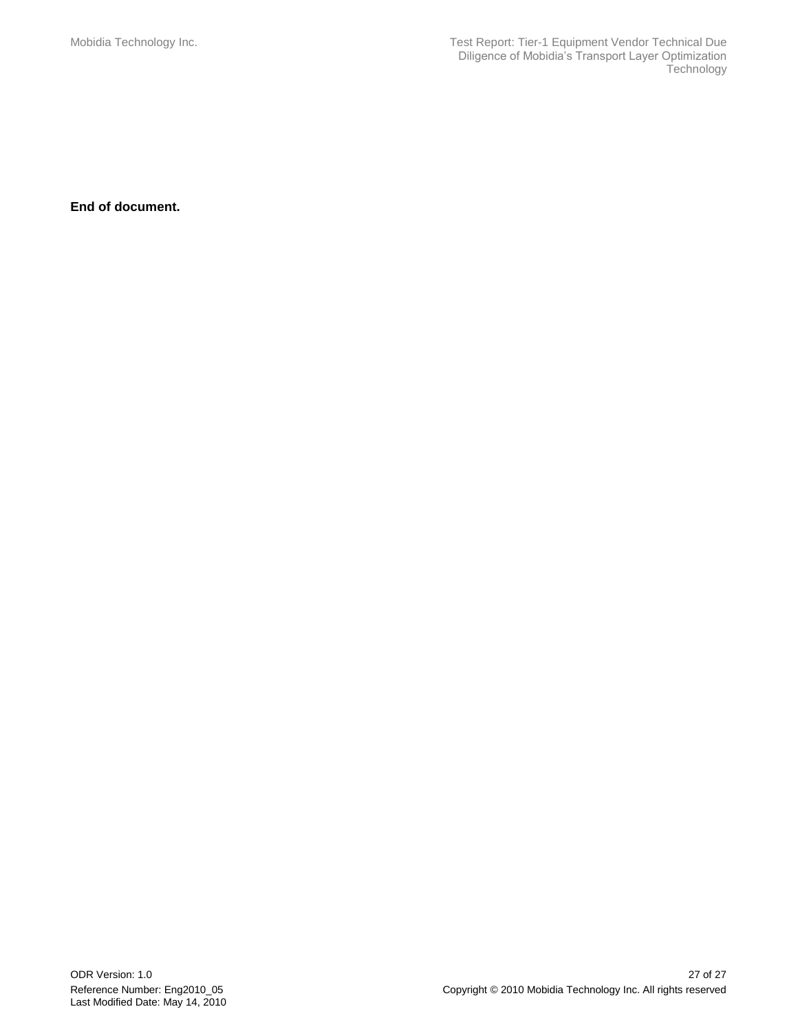**End of document.**